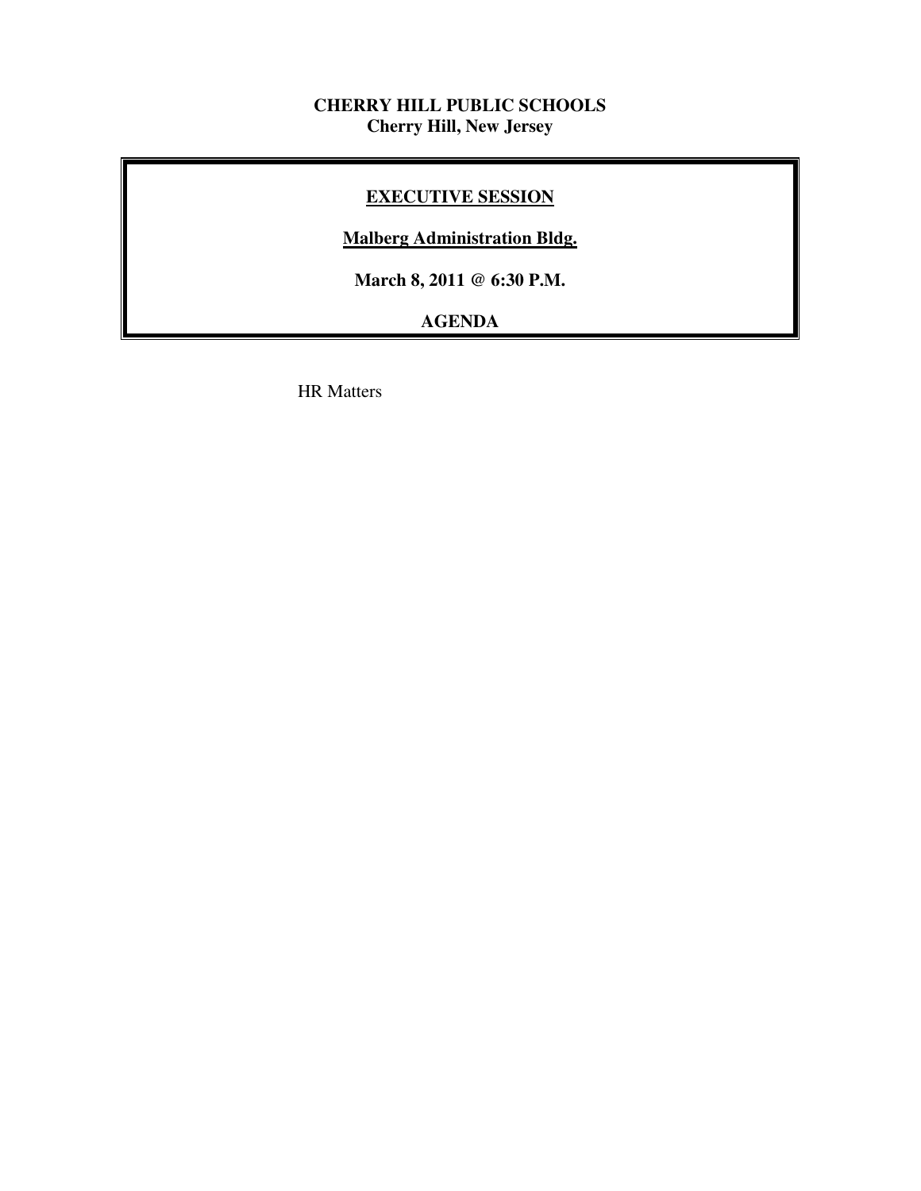**CHERRY HILL PUBLIC SCHOOLS**
**Cherry Hill, New Jersey**

## EXECUTIVE SESSION

**Malberg Administration Bldg.**

**March 8, 2011 @ 6:30 P.M.**

**AGENDA**

HR Matters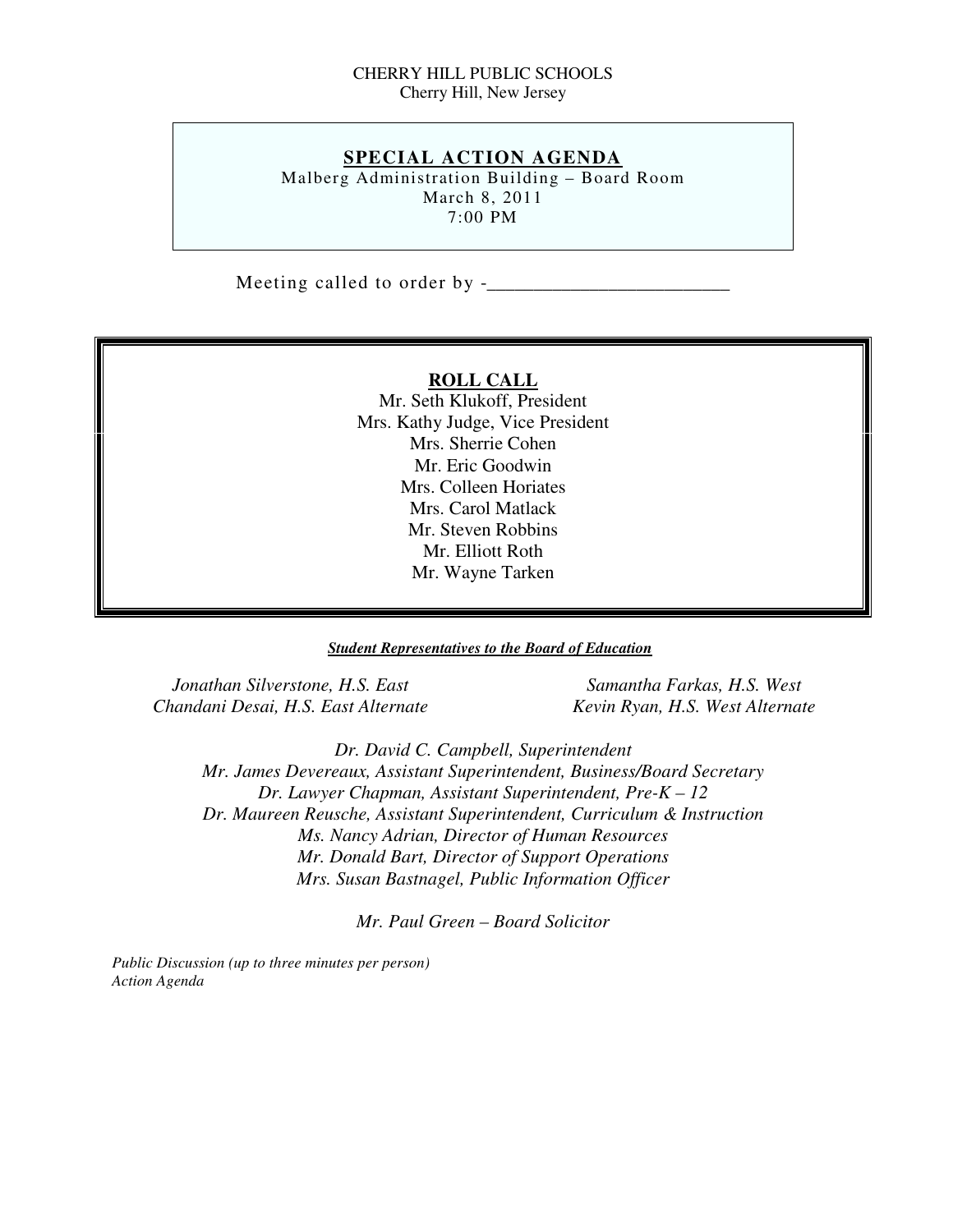CHERRY HILL PUBLIC SCHOOLS
Cherry Hill, New Jersey

# SPECIAL ACTION AGENDA

Malberg Administration Building – Board Room
March 8, 2011
7:00 PM

Meeting called to order by -_________________________

## ROLL CALL

Mr. Seth Klukoff, President
Mrs. Kathy Judge, Vice President
Mrs. Sherrie Cohen
Mr. Eric Goodwin
Mrs. Colleen Horiates
Mrs. Carol Matlack
Mr. Steven Robbins
Mr. Elliott Roth
Mr. Wayne Tarken

***Student Representatives to the Board of Education***

*Jonathan Silverstone, H.S. East*
*Chandani Desai, H.S. East Alternate*

*Samantha Farkas, H.S. West*
*Kevin Ryan, H.S. West Alternate*

*Dr. David C. Campbell, Superintendent*
*Mr. James Devereaux, Assistant Superintendent, Business/Board Secretary*
*Dr. Lawyer Chapman, Assistant Superintendent, Pre-K – 12*
*Dr. Maureen Reusche, Assistant Superintendent, Curriculum & Instruction*
*Ms. Nancy Adrian, Director of Human Resources*
*Mr. Donald Bart, Director of Support Operations*
*Mrs. Susan Bastnagel, Public Information Officer*

*Mr. Paul Green – Board Solicitor*

*Public Discussion (up to three minutes per person)*
*Action Agenda*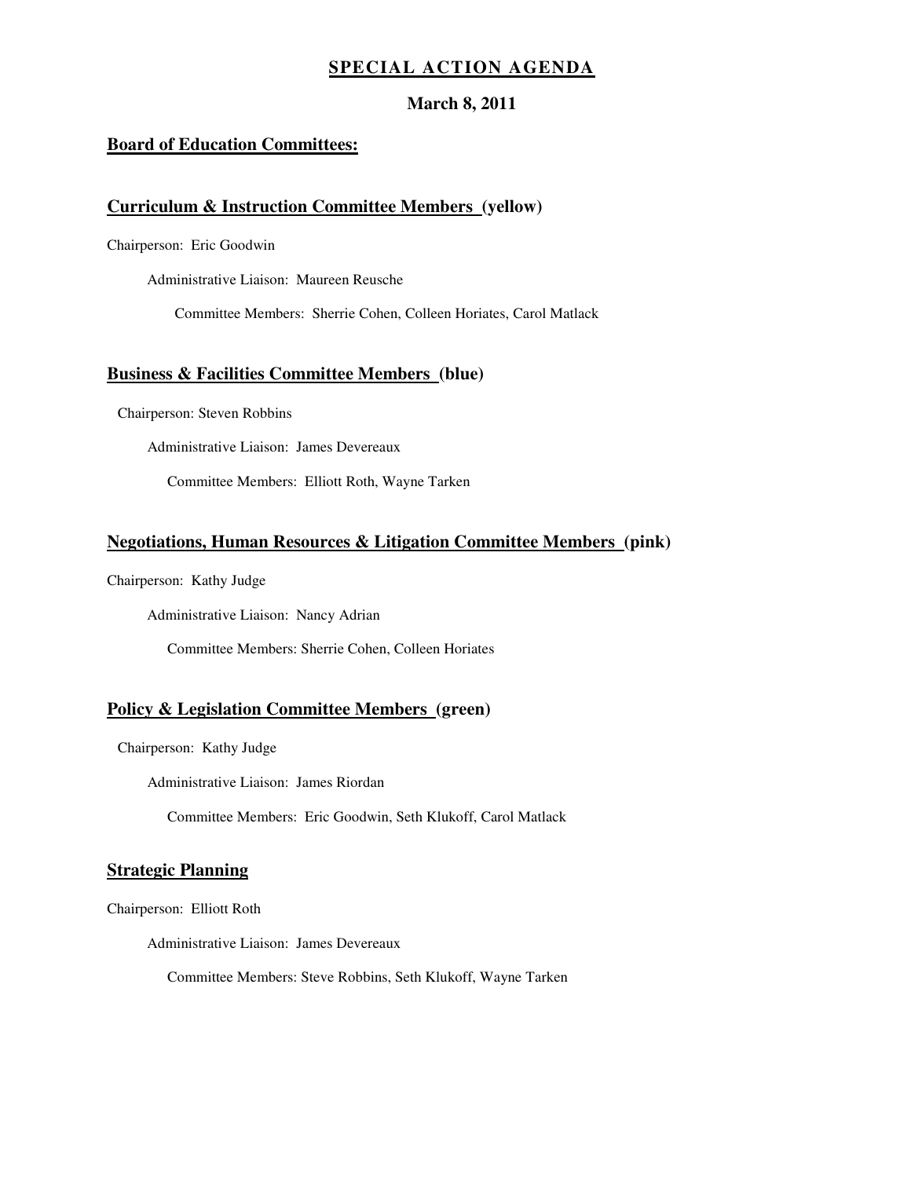# SPECIAL ACTION AGENDA

**March 8, 2011**

## Board of Education Committees:

### Curriculum & Instruction Committee Members (yellow)

Chairperson: Eric Goodwin

Administrative Liaison: Maureen Reusche

Committee Members: Sherrie Cohen, Colleen Horiates, Carol Matlack

### Business & Facilities Committee Members (blue)

Chairperson: Steven Robbins

Administrative Liaison: James Devereaux

Committee Members: Elliott Roth, Wayne Tarken

### Negotiations, Human Resources & Litigation Committee Members (pink)

Chairperson: Kathy Judge

Administrative Liaison: Nancy Adrian

Committee Members: Sherrie Cohen, Colleen Horiates

### Policy & Legislation Committee Members (green)

Chairperson: Kathy Judge

Administrative Liaison: James Riordan

Committee Members: Eric Goodwin, Seth Klukoff, Carol Matlack

### Strategic Planning

Chairperson: Elliott Roth

Administrative Liaison: James Devereaux

Committee Members: Steve Robbins, Seth Klukoff, Wayne Tarken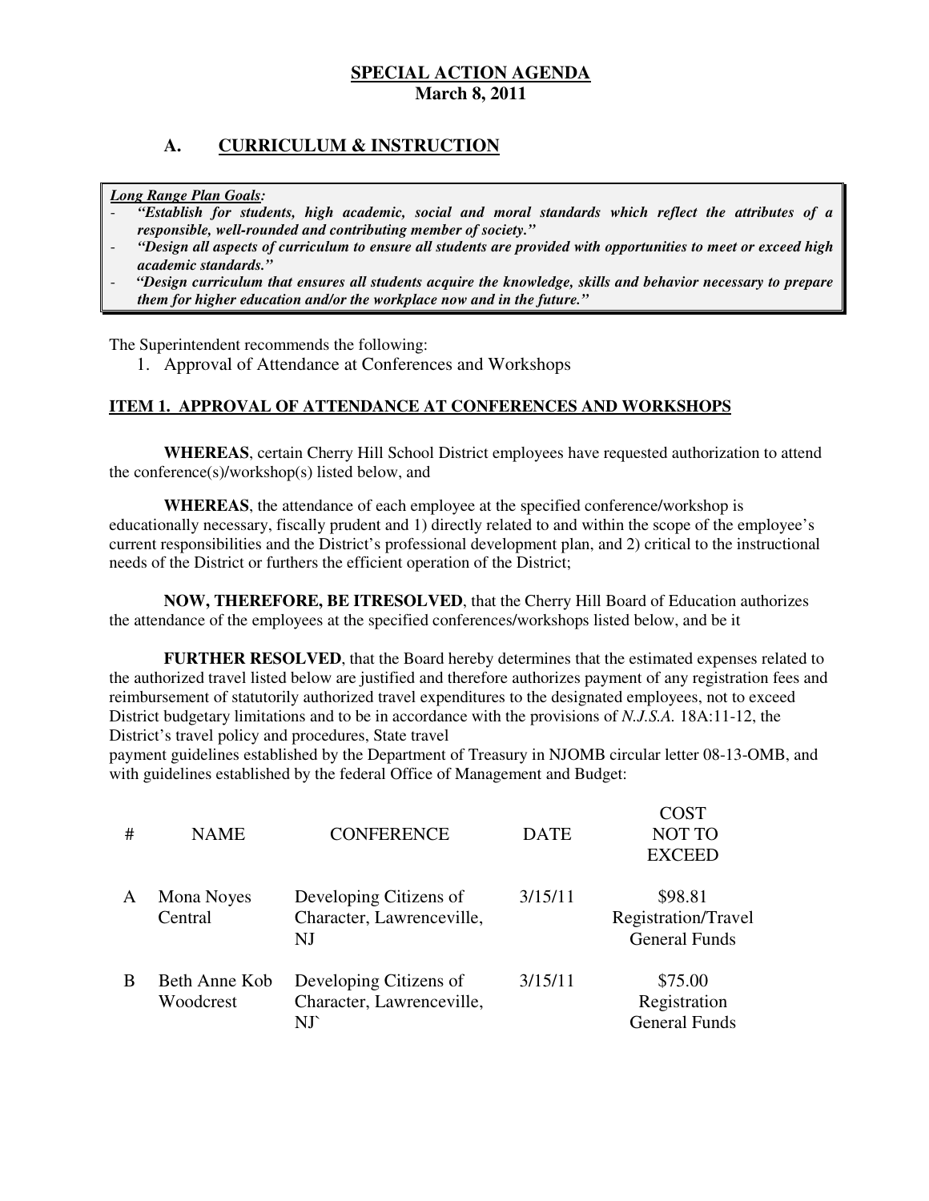# SPECIAL ACTION AGENDA
**March 8, 2011**

## A. CURRICULUM & INSTRUCTION

***Long Range Plan Goals:***

- ***"Establish for students, high academic, social and moral standards which reflect the attributes of a responsible, well-rounded and contributing member of society."***
- ***"Design all aspects of curriculum to ensure all students are provided with opportunities to meet or exceed high academic standards."***
- ***"Design curriculum that ensures all students acquire the knowledge, skills and behavior necessary to prepare them for higher education and/or the workplace now and in the future."***

The Superintendent recommends the following:

1. Approval of Attendance at Conferences and Workshops

**ITEM 1. APPROVAL OF ATTENDANCE AT CONFERENCES AND WORKSHOPS**

**WHEREAS**, certain Cherry Hill School District employees have requested authorization to attend the conference(s)/workshop(s) listed below, and

**WHEREAS**, the attendance of each employee at the specified conference/workshop is educationally necessary, fiscally prudent and 1) directly related to and within the scope of the employee's current responsibilities and the District's professional development plan, and 2) critical to the instructional needs of the District or furthers the efficient operation of the District;

**NOW, THEREFORE, BE ITRESOLVED**, that the Cherry Hill Board of Education authorizes the attendance of the employees at the specified conferences/workshops listed below, and be it

**FURTHER RESOLVED**, that the Board hereby determines that the estimated expenses related to the authorized travel listed below are justified and therefore authorizes payment of any registration fees and reimbursement of statutorily authorized travel expenditures to the designated employees, not to exceed District budgetary limitations and to be in accordance with the provisions of *N.J.S.A.* 18A:11-12, the District's travel policy and procedures, State travel payment guidelines established by the Department of Treasury in NJOMB circular letter 08-13-OMB, and with guidelines established by the federal Office of Management and Budget:

| # | NAME | CONFERENCE | DATE | COST NOT TO EXCEED |
|---|---|---|---|---|
| A | Mona Noyes<br>Central | Developing Citizens of Character, Lawrenceville, NJ | 3/15/11 | $98.81<br>Registration/Travel<br>General Funds |
| B | Beth Anne Kob<br>Woodcrest | Developing Citizens of Character, Lawrenceville, NJ` | 3/15/11 | $75.00<br>Registration<br>General Funds |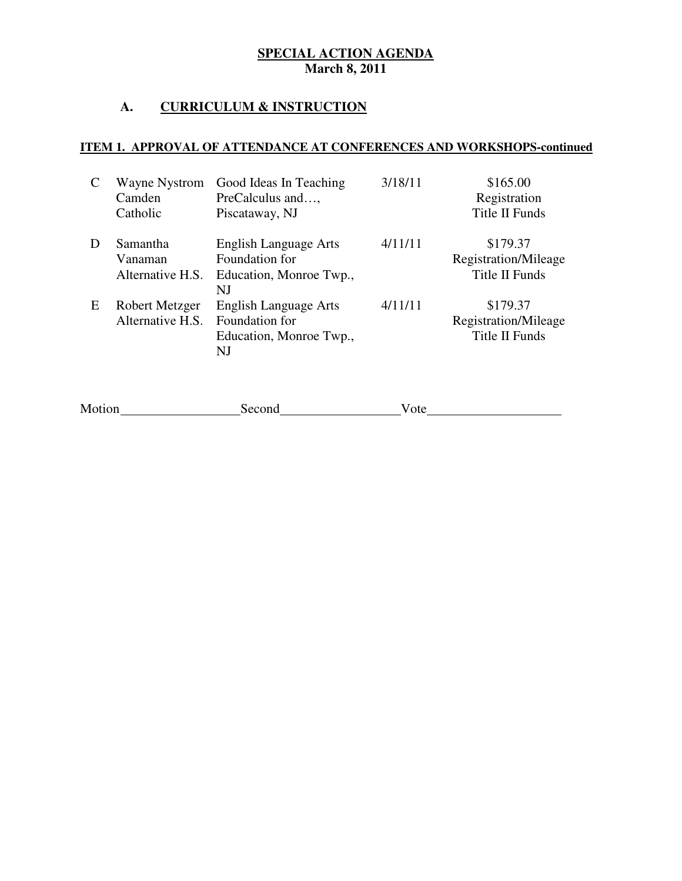**SPECIAL ACTION AGENDA**
**March 8, 2011**

## A. CURRICULUM & INSTRUCTION

**ITEM 1. APPROVAL OF ATTENDANCE AT CONFERENCES AND WORKSHOPS-continued**

| | | | | |
|---|---|---|---|---|
| C | Wayne Nystrom Camden Catholic | Good Ideas In Teaching PreCalculus and…, Piscataway, NJ | 3/18/11 | $165.00 Registration Title II Funds |
| D | Samantha Vanaman Alternative H.S. | English Language Arts Foundation for Education, Monroe Twp., NJ | 4/11/11 | $179.37 Registration/Mileage Title II Funds |
| E | Robert Metzger Alternative H.S. | English Language Arts Foundation for Education, Monroe Twp., NJ | 4/11/11 | $179.37 Registration/Mileage Title II Funds |

Motion__________________Second__________________Vote____________________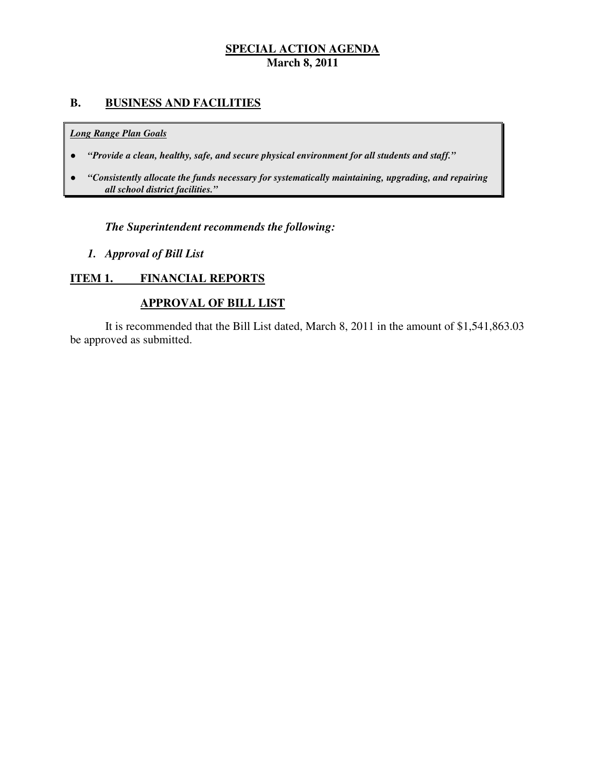## SPECIAL ACTION AGENDA
**March 8, 2011**

### B. BUSINESS AND FACILITIES

***Long Range Plan Goals***

- ***"Provide a clean, healthy, safe, and secure physical environment for all students and staff."***
- ***"Consistently allocate the funds necessary for systematically maintaining, upgrading, and repairing all school district facilities."***

***The Superintendent recommends the following:***

1. ***Approval of Bill List***

**ITEM 1. FINANCIAL REPORTS**

**APPROVAL OF BILL LIST**

It is recommended that the Bill List dated, March 8, 2011 in the amount of $1,541,863.03 be approved as submitted.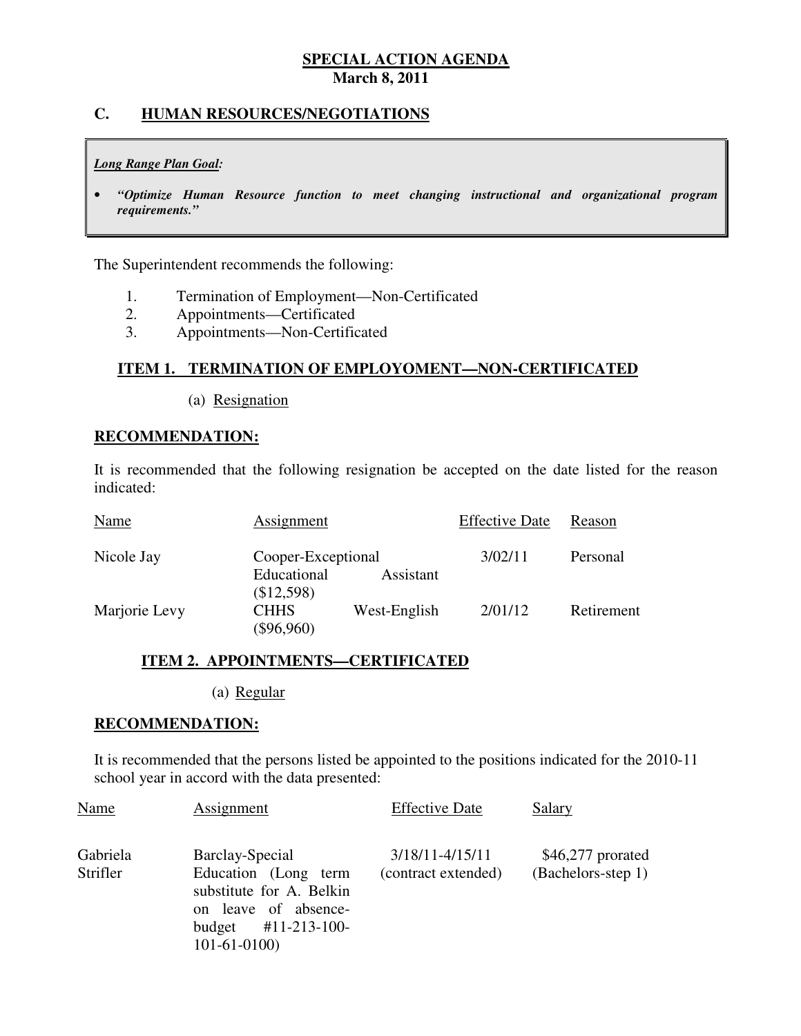**SPECIAL ACTION AGENDA**
**March 8, 2011**

## C. HUMAN RESOURCES/NEGOTIATIONS

***Long Range Plan Goal:***

- ***"Optimize Human Resource function to meet changing instructional and organizational program requirements."***

The Superintendent recommends the following:

1. Termination of Employment—Non-Certificated
2. Appointments—Certificated
3. Appointments—Non-Certificated

### ITEM 1. TERMINATION OF EMPLOYOMENT—NON-CERTIFICATED

(a) Resignation

**RECOMMENDATION:**

It is recommended that the following resignation be accepted on the date listed for the reason indicated:

| Name | Assignment | Effective Date | Reason |
|---|---|---|---|
| Nicole Jay | Cooper-Exceptional Educational Assistant ($12,598) | 3/02/11 | Personal |
| Marjorie Levy | CHHS West-English ($96,960) | 2/01/12 | Retirement |

### ITEM 2. APPOINTMENTS—CERTIFICATED

(a) Regular

**RECOMMENDATION:**

It is recommended that the persons listed be appointed to the positions indicated for the 2010-11 school year in accord with the data presented:

| Name | Assignment | Effective Date | Salary |
|---|---|---|---|
| Gabriela Strifler | Barclay-Special Education (Long term substitute for A. Belkin on leave of absence-budget #11-213-100-101-61-0100) | 3/18/11-4/15/11 (contract extended) | $46,277 prorated (Bachelors-step 1) |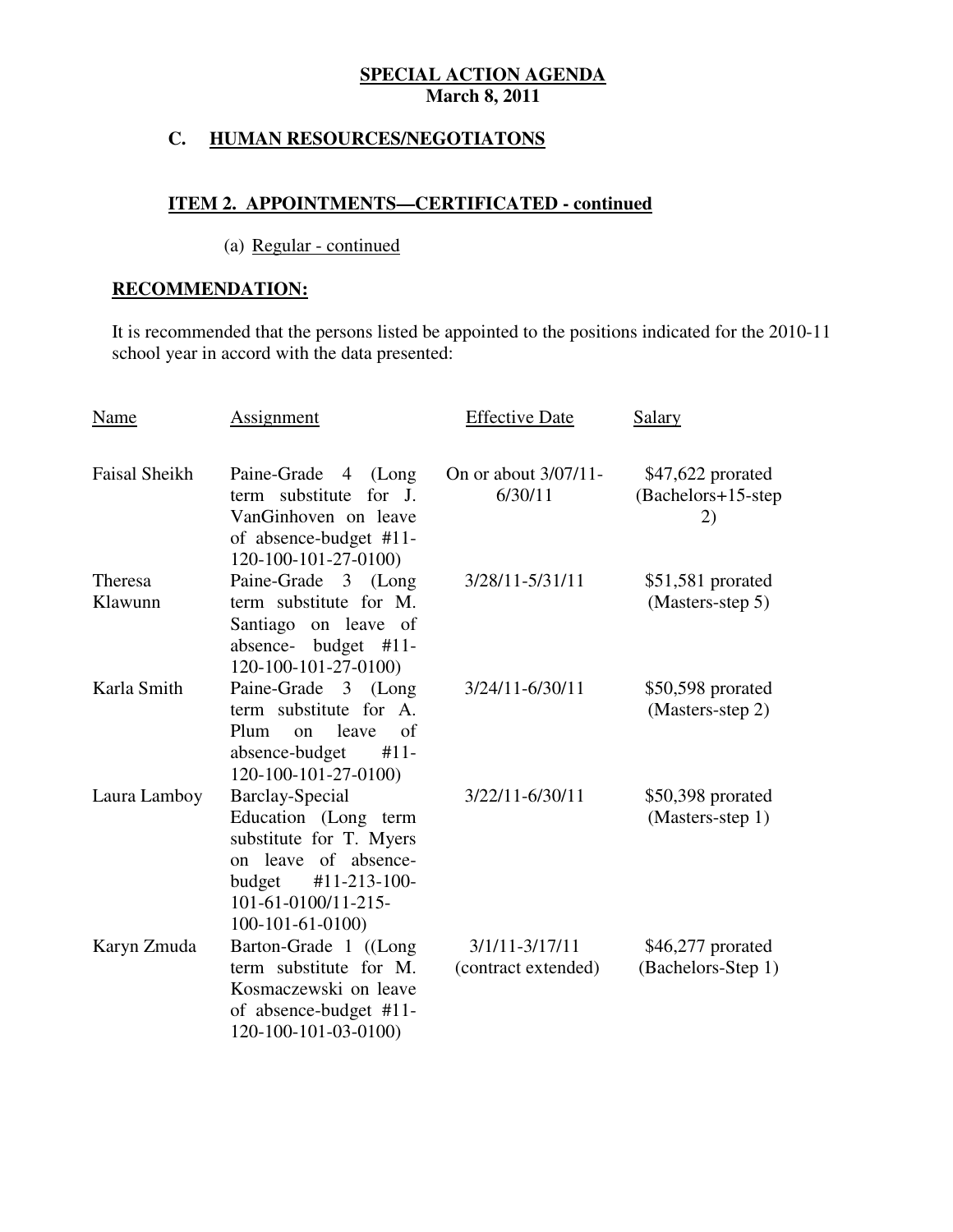**SPECIAL ACTION AGENDA**
**March 8, 2011**

## C. HUMAN RESOURCES/NEGOTIATONS

### ITEM 2. APPOINTMENTS—CERTIFICATED - continued

(a) Regular - continued

**RECOMMENDATION:**

It is recommended that the persons listed be appointed to the positions indicated for the 2010-11 school year in accord with the data presented:

| Name | Assignment | Effective Date | Salary |
|---|---|---|---|
| Faisal Sheikh | Paine-Grade 4 (Long term substitute for J. VanGinhoven on leave of absence-budget #11-120-100-101-27-0100) | On or about 3/07/11-6/30/11 | $47,622 prorated (Bachelors+15-step 2) |
| Theresa Klawunn | Paine-Grade 3 (Long term substitute for M. Santiago on leave of absence- budget #11-120-100-101-27-0100) | 3/28/11-5/31/11 | $51,581 prorated (Masters-step 5) |
| Karla Smith | Paine-Grade 3 (Long term substitute for A. Plum on leave of absence-budget #11-120-100-101-27-0100) | 3/24/11-6/30/11 | $50,598 prorated (Masters-step 2) |
| Laura Lamboy | Barclay-Special Education (Long term substitute for T. Myers on leave of absence-budget #11-213-100-101-61-0100/11-215-100-101-61-0100) | 3/22/11-6/30/11 | $50,398 prorated (Masters-step 1) |
| Karyn Zmuda | Barton-Grade 1 ((Long term substitute for M. Kosmaczewski on leave of absence-budget #11-120-100-101-03-0100) | 3/1/11-3/17/11 (contract extended) | $46,277 prorated (Bachelors-Step 1) |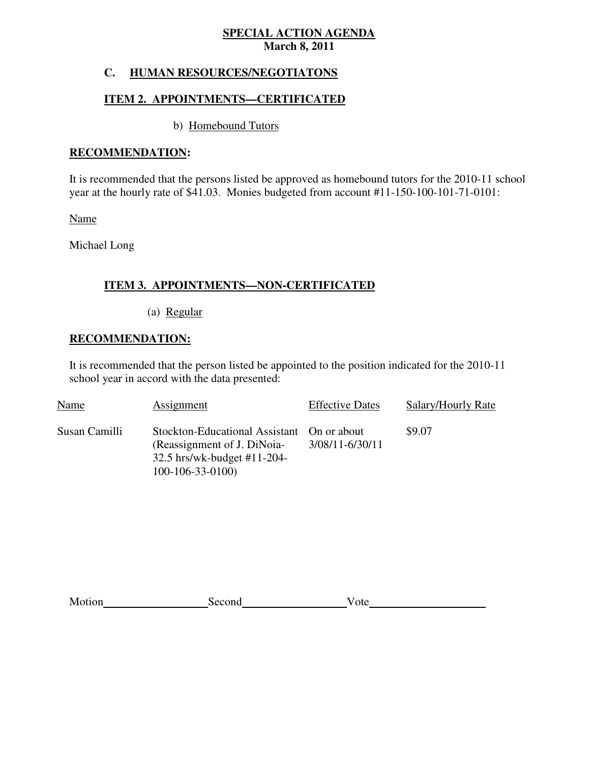**SPECIAL ACTION AGENDA**
**March 8, 2011**

## C. HUMAN RESOURCES/NEGOTIATONS

### ITEM 2. APPOINTMENTS—CERTIFICATED

b) Homebound Tutors

**RECOMMENDATION:**

It is recommended that the persons listed be approved as homebound tutors for the 2010-11 school year at the hourly rate of $41.03. Monies budgeted from account #11-150-100-101-71-0101:

Name

Michael Long

### ITEM 3. APPOINTMENTS—NON-CERTIFICATED

(a) Regular

**RECOMMENDATION:**

It is recommended that the person listed be appointed to the position indicated for the 2010-11 school year in accord with the data presented:

| Name | Assignment | Effective Dates | Salary/Hourly Rate |
|---|---|---|---|
| Susan Camilli | Stockton-Educational Assistant (Reassignment of J. DiNoia- 32.5 hrs/wk-budget #11-204-100-106-33-0100) | On or about 3/08/11-6/30/11 | $9.07 |

Motion\_\_\_\_\_\_\_\_\_\_\_\_\_\_\_\_\_\_ Second\_\_\_\_\_\_\_\_\_\_\_\_\_\_\_\_\_\_ Vote\_\_\_\_\_\_\_\_\_\_\_\_\_\_\_\_\_\_\_\_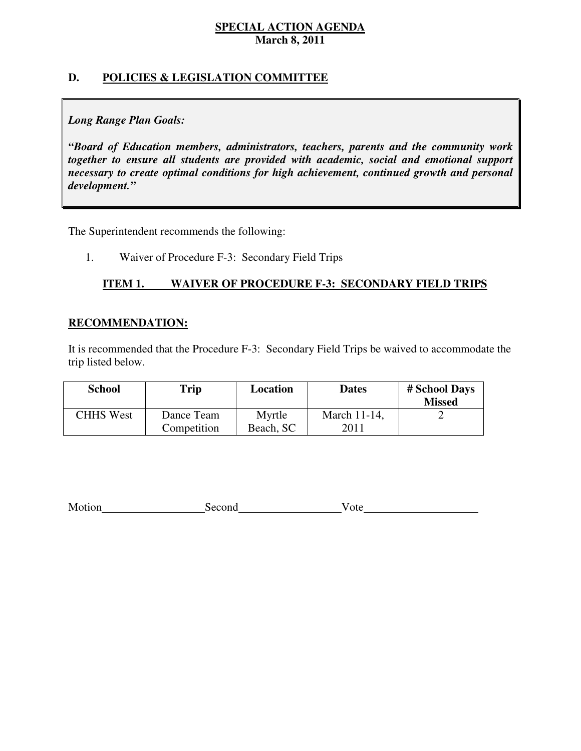**SPECIAL ACTION AGENDA**
**March 8, 2011**

## D. POLICIES & LEGISLATION COMMITTEE

***Long Range Plan Goals:***

***"Board of Education members, administrators, teachers, parents and the community work together to ensure all students are provided with academic, social and emotional support necessary to create optimal conditions for high achievement, continued growth and personal development."***

The Superintendent recommends the following:

1. Waiver of Procedure F-3: Secondary Field Trips

### ITEM 1. WAIVER OF PROCEDURE F-3: SECONDARY FIELD TRIPS

**RECOMMENDATION:**

It is recommended that the Procedure F-3: Secondary Field Trips be waived to accommodate the trip listed below.

| School | Trip | Location | Dates | # School Days Missed |
|---|---|---|---|---|
| CHHS West | Dance Team Competition | Myrtle Beach, SC | March 11-14, 2011 | 2 |

Motion\_\_\_\_\_\_\_\_\_\_\_\_\_\_\_\_\_\_ Second\_\_\_\_\_\_\_\_\_\_\_\_\_\_\_\_\_\_ Vote\_\_\_\_\_\_\_\_\_\_\_\_\_\_\_\_\_\_\_\_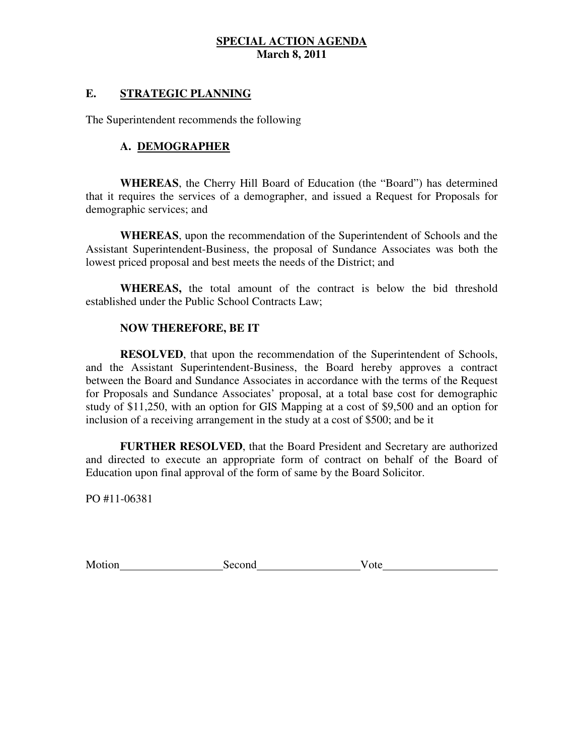**SPECIAL ACTION AGENDA**
**March 8, 2011**

## E. STRATEGIC PLANNING

The Superintendent recommends the following

### A. DEMOGRAPHER

**WHEREAS**, the Cherry Hill Board of Education (the "Board") has determined that it requires the services of a demographer, and issued a Request for Proposals for demographic services; and

**WHEREAS**, upon the recommendation of the Superintendent of Schools and the Assistant Superintendent-Business, the proposal of Sundance Associates was both the lowest priced proposal and best meets the needs of the District; and

**WHEREAS,** the total amount of the contract is below the bid threshold established under the Public School Contracts Law;

**NOW THEREFORE, BE IT**

**RESOLVED**, that upon the recommendation of the Superintendent of Schools, and the Assistant Superintendent-Business, the Board hereby approves a contract between the Board and Sundance Associates in accordance with the terms of the Request for Proposals and Sundance Associates' proposal, at a total base cost for demographic study of $11,250, with an option for GIS Mapping at a cost of $9,500 and an option for inclusion of a receiving arrangement in the study at a cost of $500; and be it

**FURTHER RESOLVED**, that the Board President and Secretary are authorized and directed to execute an appropriate form of contract on behalf of the Board of Education upon final approval of the form of same by the Board Solicitor.

PO #11-06381

Motion__________________ Second__________________ Vote____________________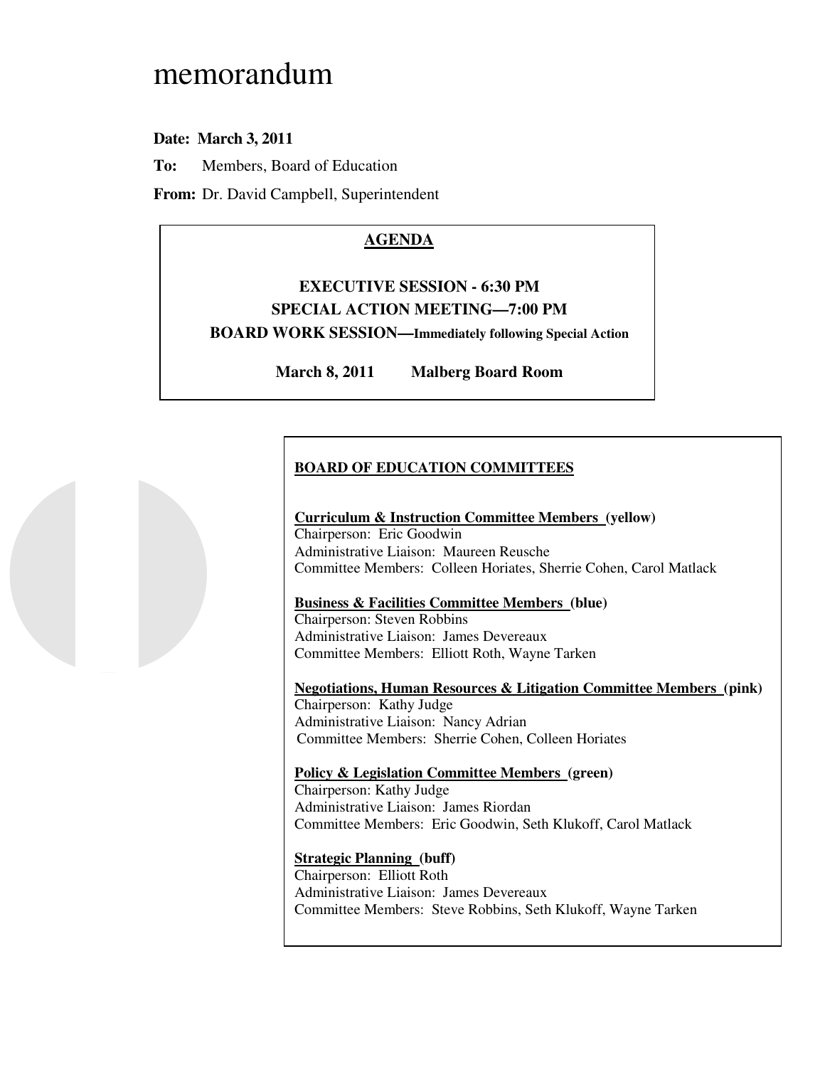# memorandum

**Date: March 3, 2011**

**To:** Members, Board of Education

**From:** Dr. David Campbell, Superintendent

**AGENDA**

**EXECUTIVE SESSION - 6:30 PM**

**SPECIAL ACTION MEETING—7:00 PM**

**BOARD WORK SESSION—Immediately following Special Action**

**March 8, 2011 Malberg Board Room**

**BOARD OF EDUCATION COMMITTEES**

**Curriculum & Instruction Committee Members (yellow)**
Chairperson: Eric Goodwin
Administrative Liaison: Maureen Reusche
Committee Members: Colleen Horiates, Sherrie Cohen, Carol Matlack

**Business & Facilities Committee Members (blue)**
Chairperson: Steven Robbins
Administrative Liaison: James Devereaux
Committee Members: Elliott Roth, Wayne Tarken

**Negotiations, Human Resources & Litigation Committee Members (pink)**
Chairperson: Kathy Judge
Administrative Liaison: Nancy Adrian
Committee Members: Sherrie Cohen, Colleen Horiates

**Policy & Legislation Committee Members (green)**
Chairperson: Kathy Judge
Administrative Liaison: James Riordan
Committee Members: Eric Goodwin, Seth Klukoff, Carol Matlack

**Strategic Planning (buff)**
Chairperson: Elliott Roth
Administrative Liaison: James Devereaux
Committee Members: Steve Robbins, Seth Klukoff, Wayne Tarken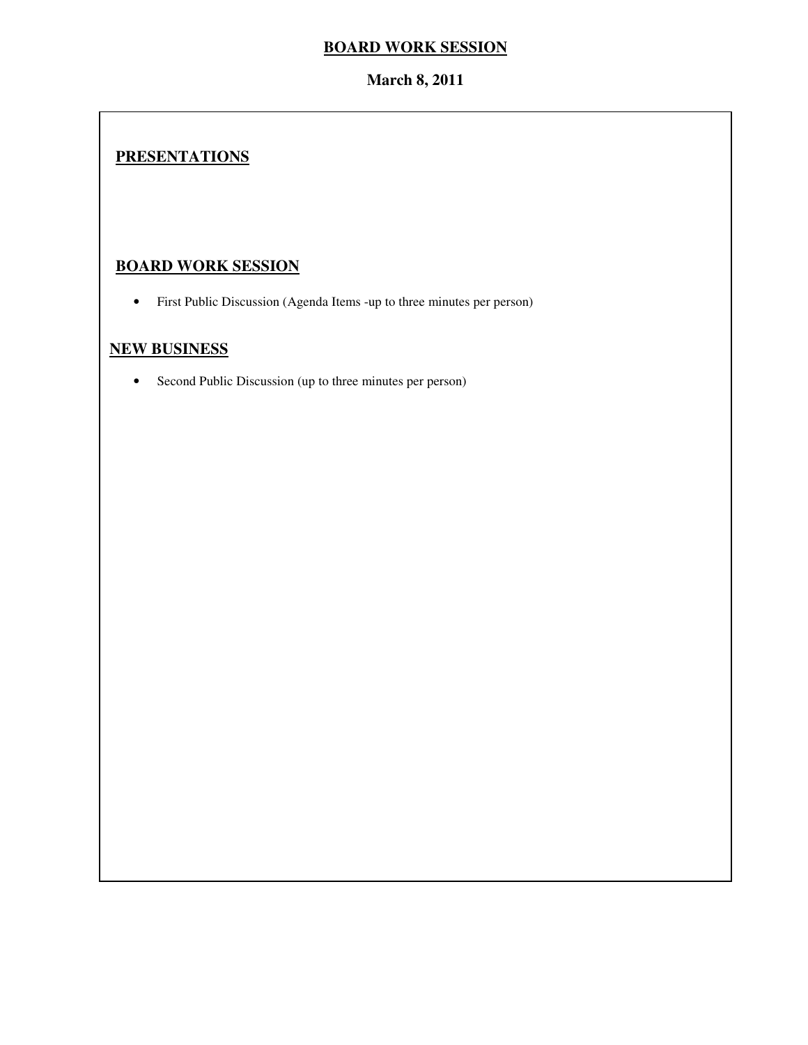# BOARD WORK SESSION

**March 8, 2011**

## PRESENTATIONS

## BOARD WORK SESSION

- First Public Discussion (Agenda Items -up to three minutes per person)

## NEW BUSINESS

- Second Public Discussion (up to three minutes per person)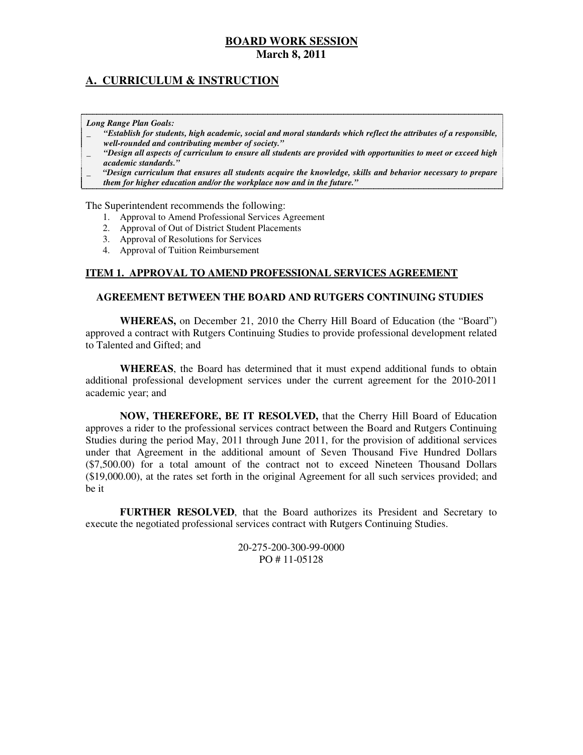**BOARD WORK SESSION**
**March 8, 2011**

## A. CURRICULUM & INSTRUCTION

***Long Range Plan Goals:***

- ***"Establish for students, high academic, social and moral standards which reflect the attributes of a responsible, well-rounded and contributing member of society."***
- ***"Design all aspects of curriculum to ensure all students are provided with opportunities to meet or exceed high academic standards."***
- ***"Design curriculum that ensures all students acquire the knowledge, skills and behavior necessary to prepare them for higher education and/or the workplace now and in the future."***

The Superintendent recommends the following:

1. Approval to Amend Professional Services Agreement
2. Approval of Out of District Student Placements
3. Approval of Resolutions for Services
4. Approval of Tuition Reimbursement

### ITEM 1. APPROVAL TO AMEND PROFESSIONAL SERVICES AGREEMENT

**AGREEMENT BETWEEN THE BOARD AND RUTGERS CONTINUING STUDIES**

**WHEREAS,** on December 21, 2010 the Cherry Hill Board of Education (the "Board") approved a contract with Rutgers Continuing Studies to provide professional development related to Talented and Gifted; and

**WHEREAS**, the Board has determined that it must expend additional funds to obtain additional professional development services under the current agreement for the 2010-2011 academic year; and

**NOW, THEREFORE, BE IT RESOLVED,** that the Cherry Hill Board of Education approves a rider to the professional services contract between the Board and Rutgers Continuing Studies during the period May, 2011 through June 2011, for the provision of additional services under that Agreement in the additional amount of Seven Thousand Five Hundred Dollars ($7,500.00) for a total amount of the contract not to exceed Nineteen Thousand Dollars ($19,000.00), at the rates set forth in the original Agreement for all such services provided; and be it

**FURTHER RESOLVED**, that the Board authorizes its President and Secretary to execute the negotiated professional services contract with Rutgers Continuing Studies.

20-275-200-300-99-0000
PO # 11-05128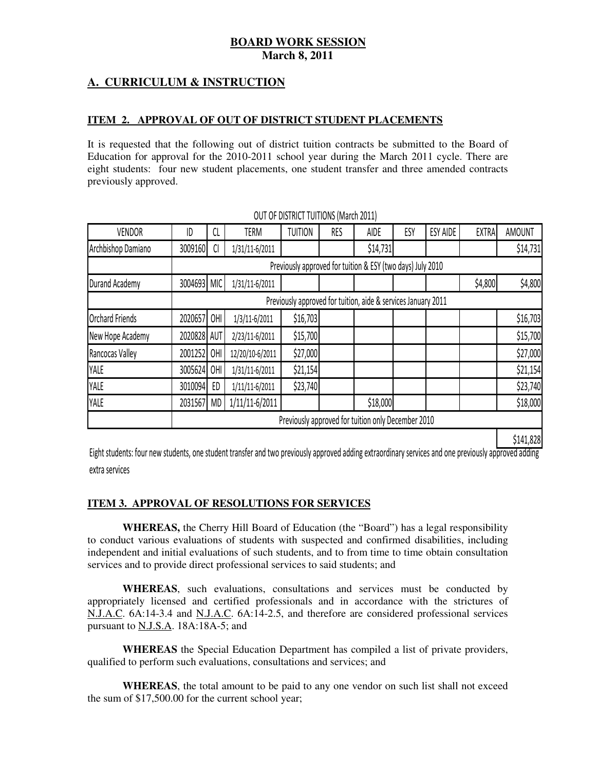**BOARD WORK SESSION**
**March 8, 2011**

## A. CURRICULUM & INSTRUCTION

### ITEM 2. APPROVAL OF OUT OF DISTRICT STUDENT PLACEMENTS

It is requested that the following out of district tuition contracts be submitted to the Board of Education for approval for the 2010-2011 school year during the March 2011 cycle. There are eight students: four new student placements, one student transfer and three amended contracts previously approved.

OUT OF DISTRICT TUITIONS (March 2011)

| VENDOR | ID | CL | TERM | TUITION | RES | AIDE | ESY | ESY AIDE | EXTRA | AMOUNT |
|---|---|---|---|---|---|---|---|---|---|---|
| Archbishop Damiano | 3009160 | CI | 1/31/11-6/2011 | | | $14,731 | | | | $14,731 |
| | Previously approved for tuition & ESY (two days) July 2010 | | | | | | | | | |
| Durand Academy | 3004693 | MIC | 1/31/11-6/2011 | | | | | | $4,800 | $4,800 |
| | Previously approved for tuition, aide & services January 2011 | | | | | | | | | |
| Orchard Friends | 2020657 | OHI | 1/3/11-6/2011 | $16,703 | | | | | | $16,703 |
| New Hope Academy | 2020828 | AUT | 2/23/11-6/2011 | $15,700 | | | | | | $15,700 |
| Rancocas Valley | 2001252 | OHI | 12/20/10-6/2011 | $27,000 | | | | | | $27,000 |
| YALE | 3005624 | OHI | 1/31/11-6/2011 | $21,154 | | | | | | $21,154 |
| YALE | 3010094 | ED | 1/11/11-6/2011 | $23,740 | | | | | | $23,740 |
| YALE | 2031567 | MD | 1/11/11-6/2011 | | | $18,000 | | | | $18,000 |
| | Previously approved for tuition only December 2010 | | | | | | | | | |
| | | | | | | | | | | $141,828 |

Eight students: four new students, one student transfer and two previously approved adding extraordinary services and one previously approved adding extra services

### ITEM 3. APPROVAL OF RESOLUTIONS FOR SERVICES

**WHEREAS,** the Cherry Hill Board of Education (the "Board") has a legal responsibility to conduct various evaluations of students with suspected and confirmed disabilities, including independent and initial evaluations of such students, and to from time to time obtain consultation services and to provide direct professional services to said students; and

**WHEREAS**, such evaluations, consultations and services must be conducted by appropriately licensed and certified professionals and in accordance with the strictures of N.J.A.C. 6A:14-3.4 and N.J.A.C. 6A:14-2.5, and therefore are considered professional services pursuant to N.J.S.A. 18A:18A-5; and

**WHEREAS** the Special Education Department has compiled a list of private providers, qualified to perform such evaluations, consultations and services; and

**WHEREAS**, the total amount to be paid to any one vendor on such list shall not exceed the sum of $17,500.00 for the current school year;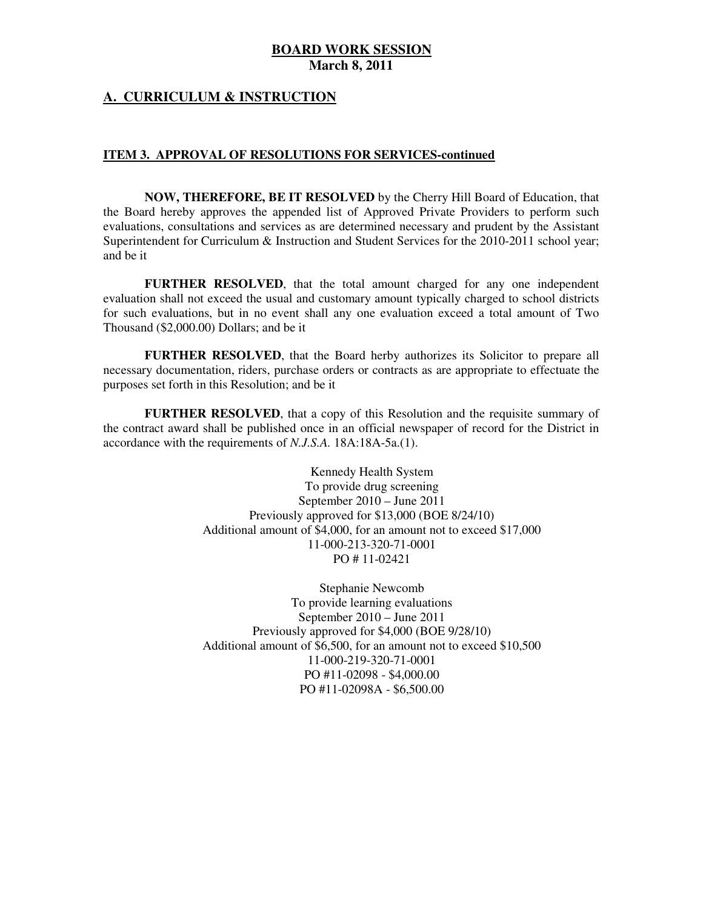**BOARD WORK SESSION**
**March 8, 2011**

## A. CURRICULUM & INSTRUCTION

### ITEM 3. APPROVAL OF RESOLUTIONS FOR SERVICES-continued

**NOW, THEREFORE, BE IT RESOLVED** by the Cherry Hill Board of Education, that the Board hereby approves the appended list of Approved Private Providers to perform such evaluations, consultations and services as are determined necessary and prudent by the Assistant Superintendent for Curriculum & Instruction and Student Services for the 2010-2011 school year; and be it

**FURTHER RESOLVED**, that the total amount charged for any one independent evaluation shall not exceed the usual and customary amount typically charged to school districts for such evaluations, but in no event shall any one evaluation exceed a total amount of Two Thousand ($2,000.00) Dollars; and be it

**FURTHER RESOLVED**, that the Board herby authorizes its Solicitor to prepare all necessary documentation, riders, purchase orders or contracts as are appropriate to effectuate the purposes set forth in this Resolution; and be it

**FURTHER RESOLVED**, that a copy of this Resolution and the requisite summary of the contract award shall be published once in an official newspaper of record for the District in accordance with the requirements of *N.J.S.A.* 18A:18A-5a.(1).

Kennedy Health System
To provide drug screening
September 2010 – June 2011
Previously approved for $13,000 (BOE 8/24/10)
Additional amount of $4,000, for an amount not to exceed $17,000
11-000-213-320-71-0001
PO # 11-02421

Stephanie Newcomb
To provide learning evaluations
September 2010 – June 2011
Previously approved for $4,000 (BOE 9/28/10)
Additional amount of $6,500, for an amount not to exceed $10,500
11-000-219-320-71-0001
PO #11-02098 - $4,000.00
PO #11-02098A - $6,500.00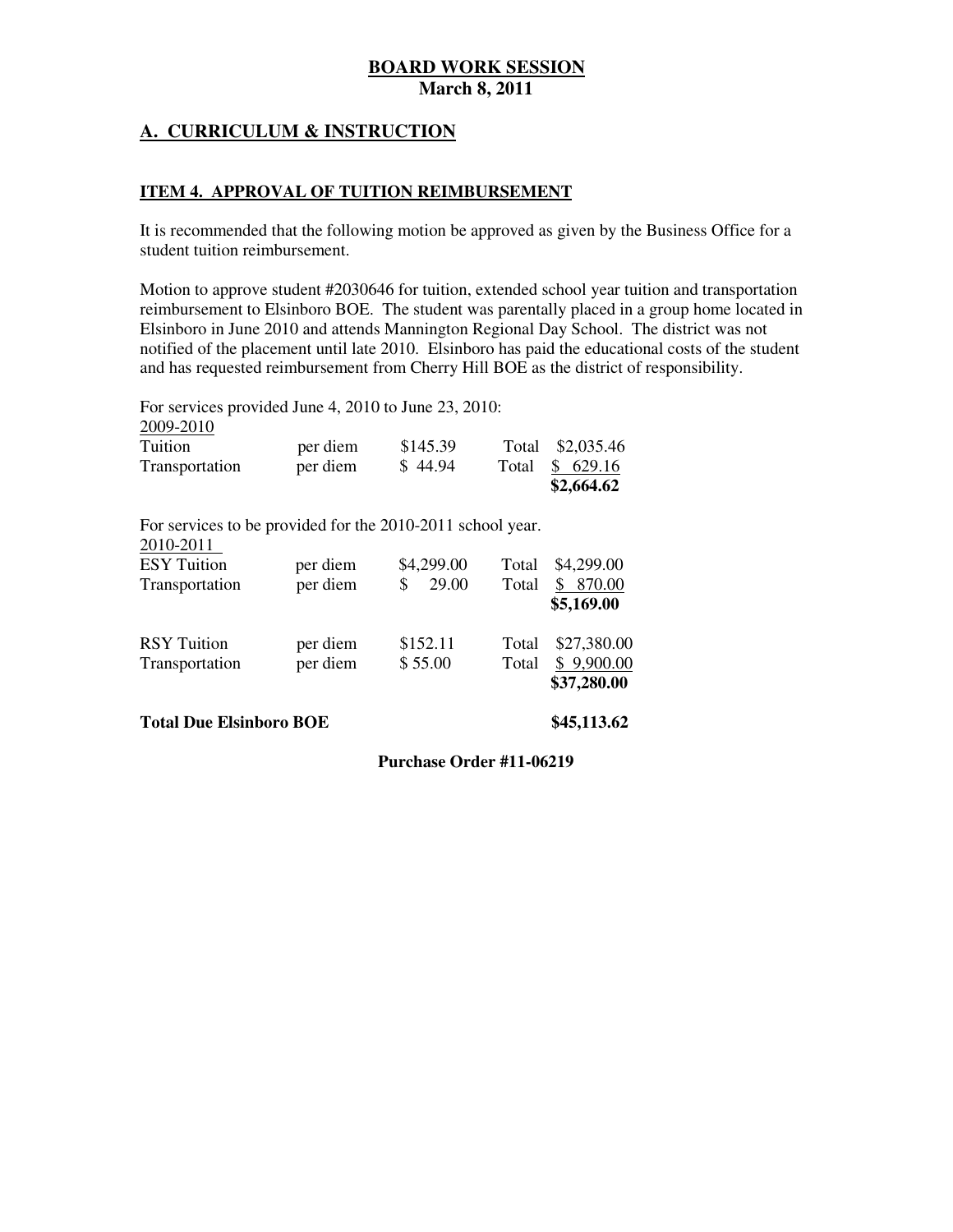**BOARD WORK SESSION**
**March 8, 2011**

## A. CURRICULUM & INSTRUCTION

### ITEM 4. APPROVAL OF TUITION REIMBURSEMENT

It is recommended that the following motion be approved as given by the Business Office for a student tuition reimbursement.

Motion to approve student #2030646 for tuition, extended school year tuition and transportation reimbursement to Elsinboro BOE. The student was parentally placed in a group home located in Elsinboro in June 2010 and attends Mannington Regional Day School. The district was not notified of the placement until late 2010. Elsinboro has paid the educational costs of the student and has requested reimbursement from Cherry Hill BOE as the district of responsibility.

For services provided June 4, 2010 to June 23, 2010:

| 2009-2010 | | | | |
|---|---|---|---|---|
| Tuition | per diem | $145.39 | Total | $2,035.46 |
| Transportation | per diem | $ 44.94 | Total | $ 629.16 |
| | | | | **$2,664.62** |

For services to be provided for the 2010-2011 school year.

| 2010-2011 | | | | |
|---|---|---|---|---|
| ESY Tuition | per diem | $4,299.00 | Total | $4,299.00 |
| Transportation | per diem | $ 29.00 | Total | $ 870.00 |
| | | | | **$5,169.00** |
| RSY Tuition | per diem | $152.11 | Total | $27,380.00 |
| Transportation | per diem | $ 55.00 | Total | $ 9,900.00 |
| | | | | **$37,280.00** |

**Total Due Elsinboro BOE** **$45,113.62**

**Purchase Order #11-06219**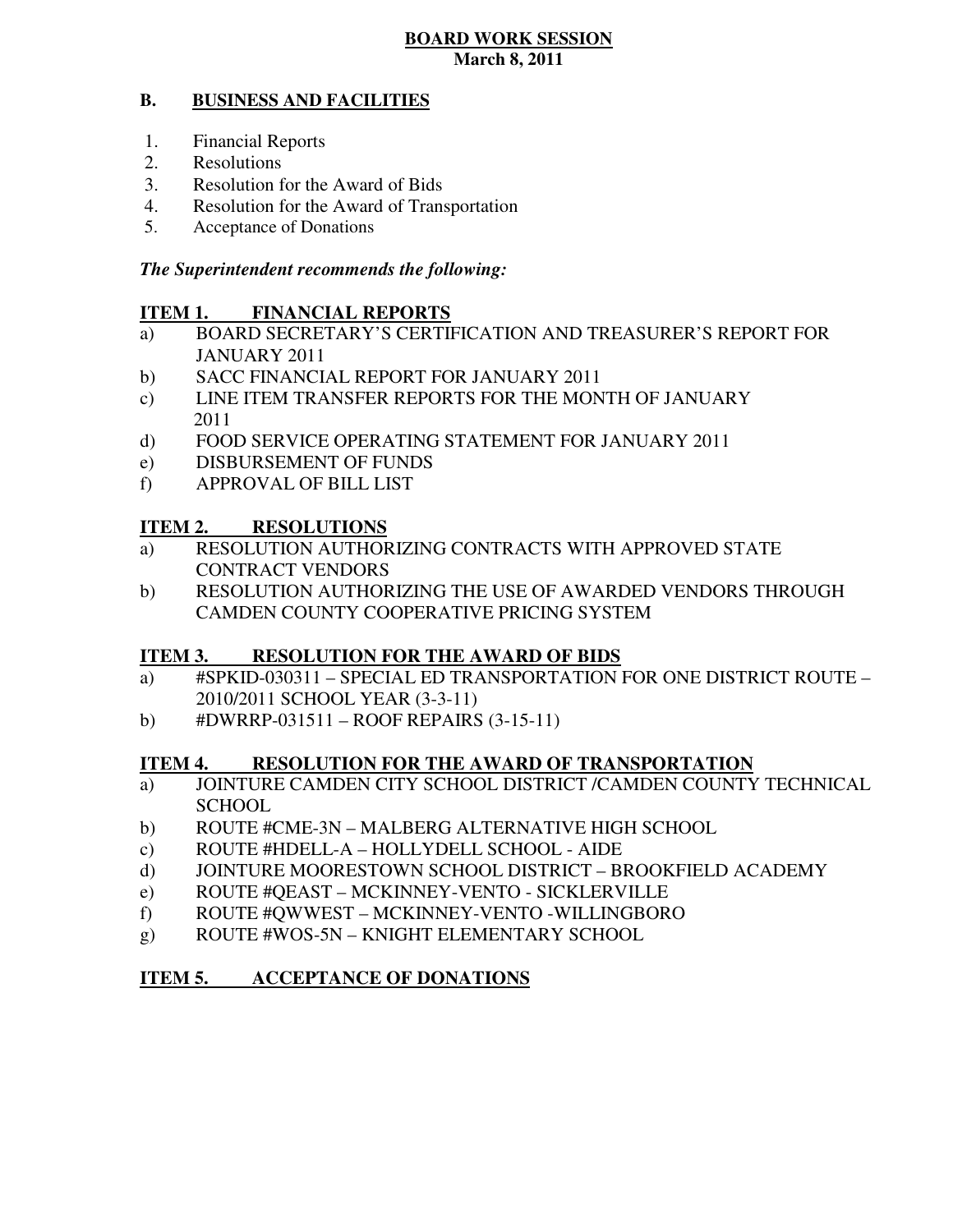**BOARD WORK SESSION**
**March 8, 2011**

## B. BUSINESS AND FACILITIES

1. Financial Reports
2. Resolutions
3. Resolution for the Award of Bids
4. Resolution for the Award of Transportation
5. Acceptance of Donations

***The Superintendent recommends the following:***

### ITEM 1. FINANCIAL REPORTS

a) BOARD SECRETARY'S CERTIFICATION AND TREASURER'S REPORT FOR JANUARY 2011
b) SACC FINANCIAL REPORT FOR JANUARY 2011
c) LINE ITEM TRANSFER REPORTS FOR THE MONTH OF JANUARY 2011
d) FOOD SERVICE OPERATING STATEMENT FOR JANUARY 2011
e) DISBURSEMENT OF FUNDS
f) APPROVAL OF BILL LIST

### ITEM 2. RESOLUTIONS

a) RESOLUTION AUTHORIZING CONTRACTS WITH APPROVED STATE CONTRACT VENDORS
b) RESOLUTION AUTHORIZING THE USE OF AWARDED VENDORS THROUGH CAMDEN COUNTY COOPERATIVE PRICING SYSTEM

### ITEM 3. RESOLUTION FOR THE AWARD OF BIDS

a) #SPKID-030311 – SPECIAL ED TRANSPORTATION FOR ONE DISTRICT ROUTE – 2010/2011 SCHOOL YEAR (3-3-11)
b) #DWRRP-031511 – ROOF REPAIRS (3-15-11)

### ITEM 4. RESOLUTION FOR THE AWARD OF TRANSPORTATION

a) JOINTURE CAMDEN CITY SCHOOL DISTRICT /CAMDEN COUNTY TECHNICAL SCHOOL
b) ROUTE #CME-3N – MALBERG ALTERNATIVE HIGH SCHOOL
c) ROUTE #HDELL-A – HOLLYDELL SCHOOL - AIDE
d) JOINTURE MOORESTOWN SCHOOL DISTRICT – BROOKFIELD ACADEMY
e) ROUTE #QEAST – MCKINNEY-VENTO - SICKLERVILLE
f) ROUTE #QWWEST – MCKINNEY-VENTO -WILLINGBORO
g) ROUTE #WOS-5N – KNIGHT ELEMENTARY SCHOOL

### ITEM 5. ACCEPTANCE OF DONATIONS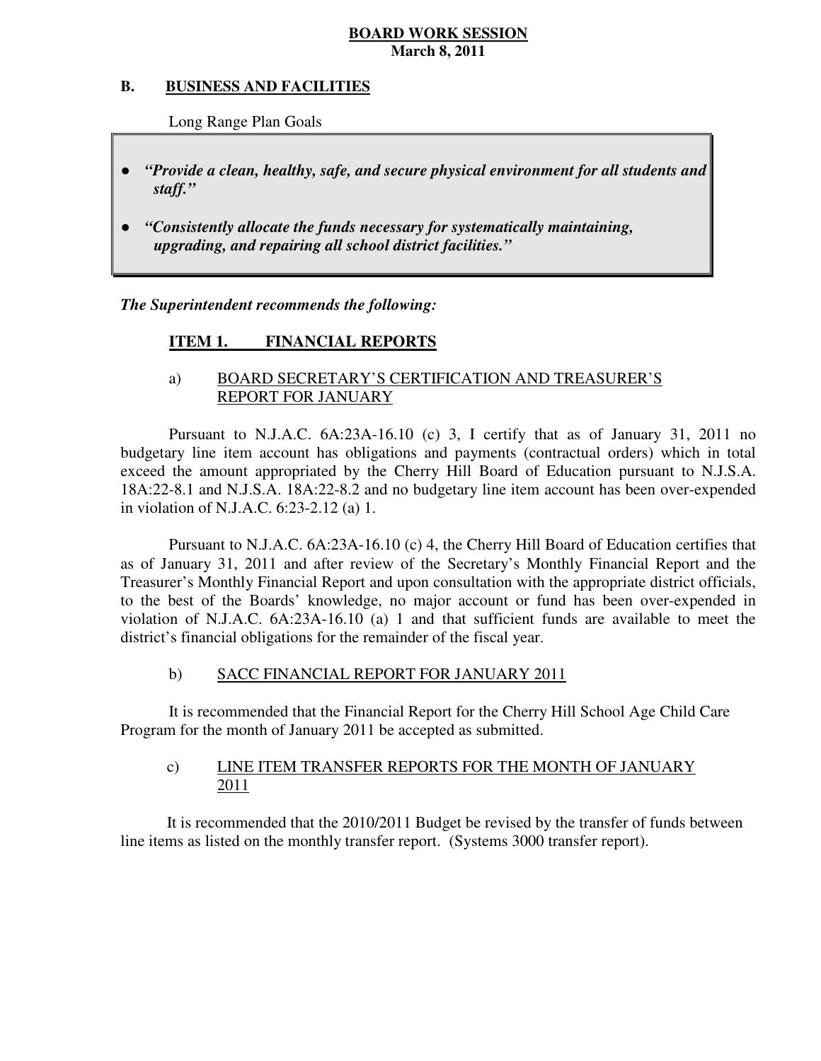**BOARD WORK SESSION**
**March 8, 2011**

## B. BUSINESS AND FACILITIES

Long Range Plan Goals

- ***"Provide a clean, healthy, safe, and secure physical environment for all students and staff."***
- ***"Consistently allocate the funds necessary for systematically maintaining, upgrading, and repairing all school district facilities."***

***The Superintendent recommends the following:***

### ITEM 1. FINANCIAL REPORTS

a) BOARD SECRETARY'S CERTIFICATION AND TREASURER'S REPORT FOR JANUARY

Pursuant to N.J.A.C. 6A:23A-16.10 (c) 3, I certify that as of January 31, 2011 no budgetary line item account has obligations and payments (contractual orders) which in total exceed the amount appropriated by the Cherry Hill Board of Education pursuant to N.J.S.A. 18A:22-8.1 and N.J.S.A. 18A:22-8.2 and no budgetary line item account has been over-expended in violation of N.J.A.C. 6:23-2.12 (a) 1.

Pursuant to N.J.A.C. 6A:23A-16.10 (c) 4, the Cherry Hill Board of Education certifies that as of January 31, 2011 and after review of the Secretary's Monthly Financial Report and the Treasurer's Monthly Financial Report and upon consultation with the appropriate district officials, to the best of the Boards' knowledge, no major account or fund has been over-expended in violation of N.J.A.C. 6A:23A-16.10 (a) 1 and that sufficient funds are available to meet the district's financial obligations for the remainder of the fiscal year.

b) SACC FINANCIAL REPORT FOR JANUARY 2011

It is recommended that the Financial Report for the Cherry Hill School Age Child Care Program for the month of January 2011 be accepted as submitted.

c) LINE ITEM TRANSFER REPORTS FOR THE MONTH OF JANUARY 2011

It is recommended that the 2010/2011 Budget be revised by the transfer of funds between line items as listed on the monthly transfer report. (Systems 3000 transfer report).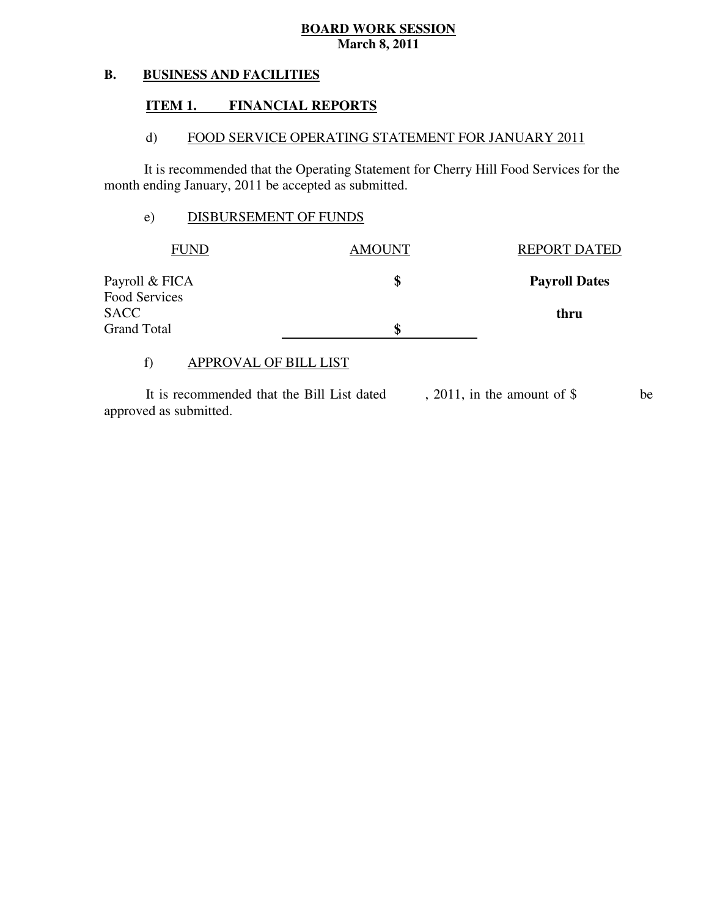**BOARD WORK SESSION**
**March 8, 2011**

**B. BUSINESS AND FACILITIES**

**ITEM 1. FINANCIAL REPORTS**

d) FOOD SERVICE OPERATING STATEMENT FOR JANUARY 2011

It is recommended that the Operating Statement for Cherry Hill Food Services for the month ending January, 2011 be accepted as submitted.

e) DISBURSEMENT OF FUNDS

| FUND | AMOUNT | REPORT DATED |
|---|---|---|
| Payroll & FICA | $ | **Payroll Dates** |
| Food Services | | |
| SACC | | **thru** |
| Grand Total | $ | |

f) APPROVAL OF BILL LIST

It is recommended that the Bill List dated , 2011, in the amount of $ be approved as submitted.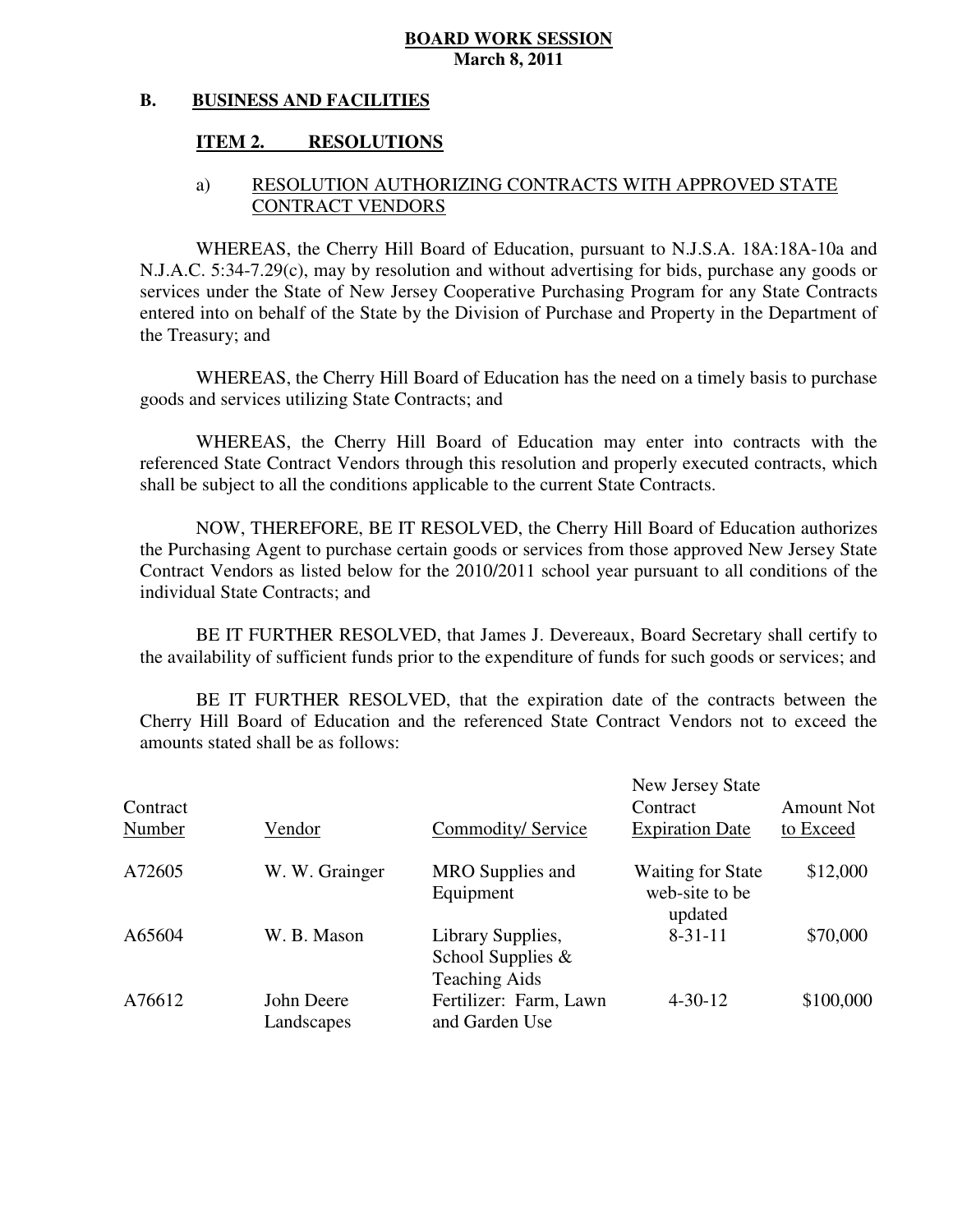**BOARD WORK SESSION**
**March 8, 2011**

**B. BUSINESS AND FACILITIES**

**ITEM 2. RESOLUTIONS**

a) RESOLUTION AUTHORIZING CONTRACTS WITH APPROVED STATE CONTRACT VENDORS

WHEREAS, the Cherry Hill Board of Education, pursuant to N.J.S.A. 18A:18A-10a and N.J.A.C. 5:34-7.29(c), may by resolution and without advertising for bids, purchase any goods or services under the State of New Jersey Cooperative Purchasing Program for any State Contracts entered into on behalf of the State by the Division of Purchase and Property in the Department of the Treasury; and

WHEREAS, the Cherry Hill Board of Education has the need on a timely basis to purchase goods and services utilizing State Contracts; and

WHEREAS, the Cherry Hill Board of Education may enter into contracts with the referenced State Contract Vendors through this resolution and properly executed contracts, which shall be subject to all the conditions applicable to the current State Contracts.

NOW, THEREFORE, BE IT RESOLVED, the Cherry Hill Board of Education authorizes the Purchasing Agent to purchase certain goods or services from those approved New Jersey State Contract Vendors as listed below for the 2010/2011 school year pursuant to all conditions of the individual State Contracts; and

BE IT FURTHER RESOLVED, that James J. Devereaux, Board Secretary shall certify to the availability of sufficient funds prior to the expenditure of funds for such goods or services; and

BE IT FURTHER RESOLVED, that the expiration date of the contracts between the Cherry Hill Board of Education and the referenced State Contract Vendors not to exceed the amounts stated shall be as follows:

| Contract Number | Vendor | Commodity/ Service | New Jersey State Contract Expiration Date | Amount Not to Exceed |
|---|---|---|---|---|
| A72605 | W. W. Grainger | MRO Supplies and Equipment | Waiting for State web-site to be updated | \$12,000 |
| A65604 | W. B. Mason | Library Supplies, School Supplies & Teaching Aids | 8-31-11 | \$70,000 |
| A76612 | John Deere Landscapes | Fertilizer: Farm, Lawn and Garden Use | 4-30-12 | \$100,000 |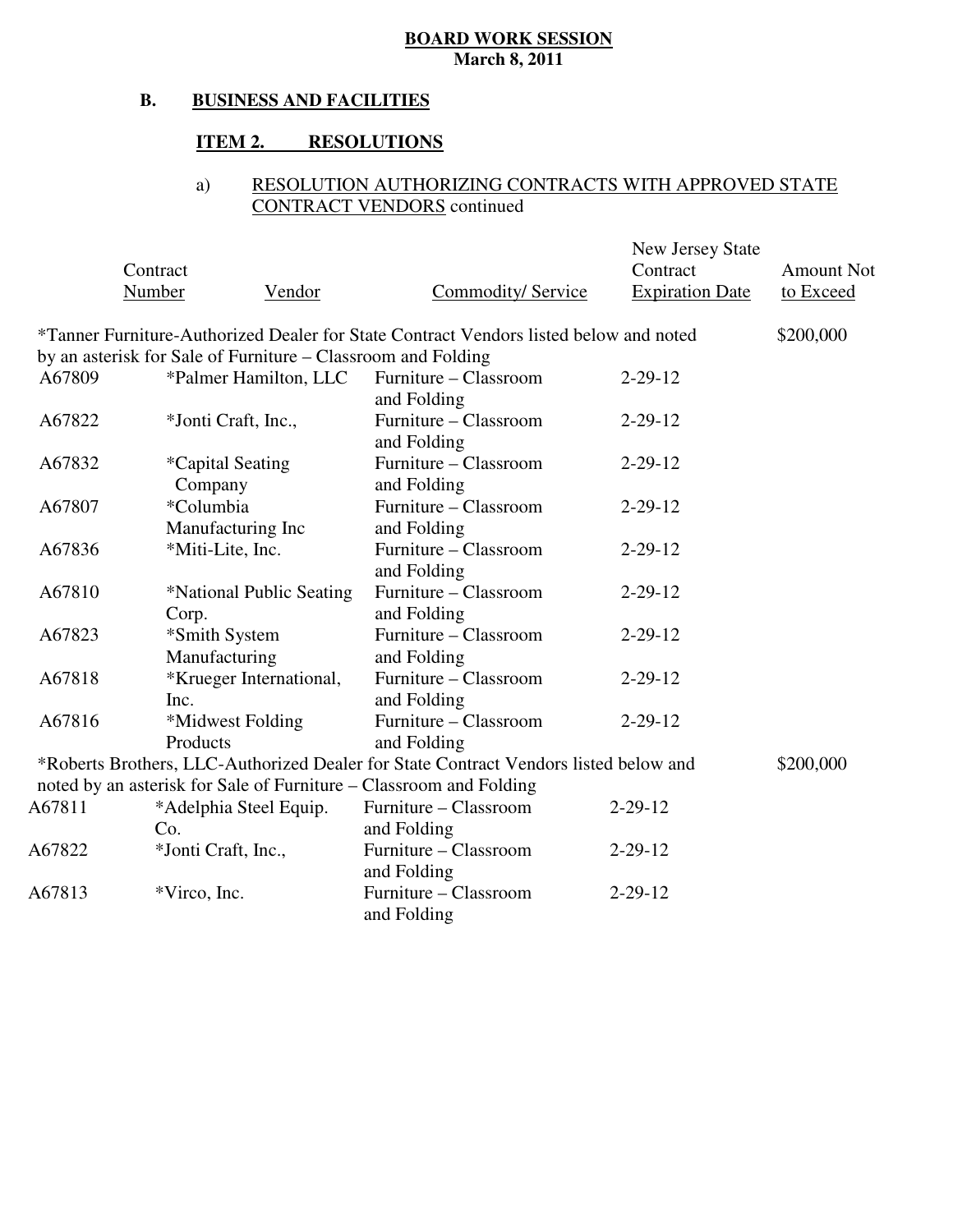**BOARD WORK SESSION**
**March 8, 2011**

**B. BUSINESS AND FACILITIES**

**ITEM 2. RESOLUTIONS**

a) RESOLUTION AUTHORIZING CONTRACTS WITH APPROVED STATE CONTRACT VENDORS continued

| Contract Number | Vendor | Commodity/ Service | New Jersey State Contract Expiration Date | Amount Not to Exceed |
|---|---|---|---|---|
| *Tanner Furniture-Authorized Dealer for State Contract Vendors listed below and noted by an asterisk for Sale of Furniture – Classroom and Folding | | | | $200,000 |
| A67809 | *Palmer Hamilton, LLC | Furniture – Classroom and Folding | 2-29-12 | |
| A67822 | *Jonti Craft, Inc., | Furniture – Classroom and Folding | 2-29-12 | |
| A67832 | *Capital Seating Company | Furniture – Classroom and Folding | 2-29-12 | |
| A67807 | *Columbia Manufacturing Inc | Furniture – Classroom and Folding | 2-29-12 | |
| A67836 | *Miti-Lite, Inc. | Furniture – Classroom and Folding | 2-29-12 | |
| A67810 | *National Public Seating Corp. | Furniture – Classroom and Folding | 2-29-12 | |
| A67823 | *Smith System Manufacturing | Furniture – Classroom and Folding | 2-29-12 | |
| A67818 | *Krueger International, Inc. | Furniture – Classroom and Folding | 2-29-12 | |
| A67816 | *Midwest Folding Products | Furniture – Classroom and Folding | 2-29-12 | |
| *Roberts Brothers, LLC-Authorized Dealer for State Contract Vendors listed below and noted by an asterisk for Sale of Furniture – Classroom and Folding | | | | $200,000 |
| A67811 | *Adelphia Steel Equip. Co. | Furniture – Classroom and Folding | 2-29-12 | |
| A67822 | *Jonti Craft, Inc., | Furniture – Classroom and Folding | 2-29-12 | |
| A67813 | *Virco, Inc. | Furniture – Classroom and Folding | 2-29-12 | |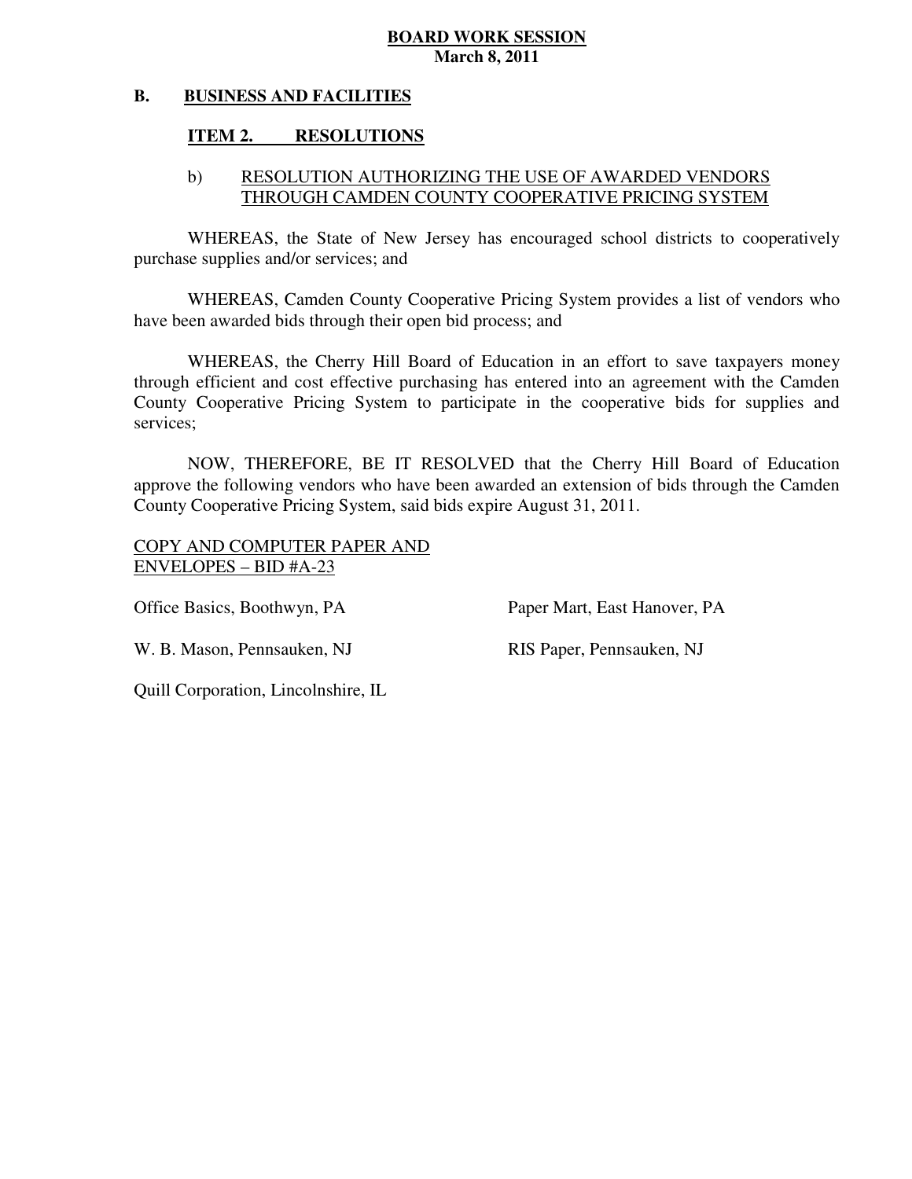**BOARD WORK SESSION**
**March 8, 2011**

## B. BUSINESS AND FACILITIES

### ITEM 2. RESOLUTIONS

b) RESOLUTION AUTHORIZING THE USE OF AWARDED VENDORS THROUGH CAMDEN COUNTY COOPERATIVE PRICING SYSTEM

WHEREAS, the State of New Jersey has encouraged school districts to cooperatively purchase supplies and/or services; and

WHEREAS, Camden County Cooperative Pricing System provides a list of vendors who have been awarded bids through their open bid process; and

WHEREAS, the Cherry Hill Board of Education in an effort to save taxpayers money through efficient and cost effective purchasing has entered into an agreement with the Camden County Cooperative Pricing System to participate in the cooperative bids for supplies and services;

NOW, THEREFORE, BE IT RESOLVED that the Cherry Hill Board of Education approve the following vendors who have been awarded an extension of bids through the Camden County Cooperative Pricing System, said bids expire August 31, 2011.

COPY AND COMPUTER PAPER AND ENVELOPES – BID #A-23

Office Basics, Boothwyn, PA

Paper Mart, East Hanover, PA

W. B. Mason, Pennsauken, NJ

RIS Paper, Pennsauken, NJ

Quill Corporation, Lincolnshire, IL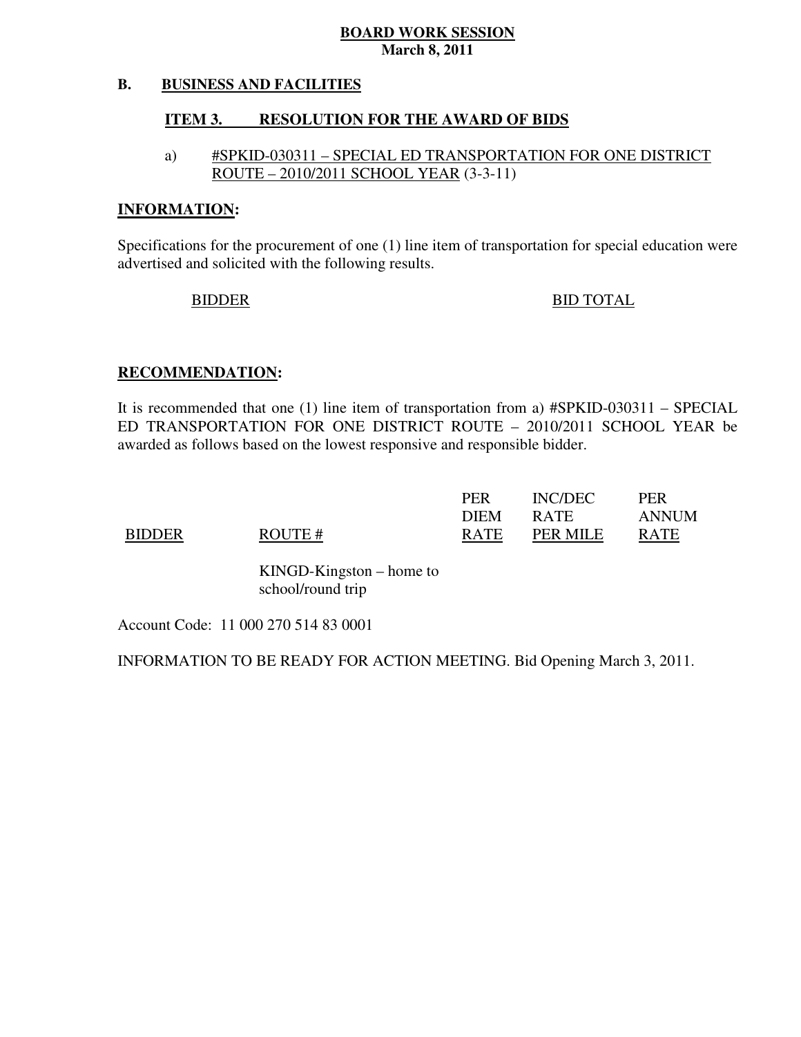**BOARD WORK SESSION**
**March 8, 2011**

**B. BUSINESS AND FACILITIES**

**ITEM 3. RESOLUTION FOR THE AWARD OF BIDS**

a) #SPKID-030311 – SPECIAL ED TRANSPORTATION FOR ONE DISTRICT ROUTE – 2010/2011 SCHOOL YEAR (3-3-11)

**INFORMATION:**

Specifications for the procurement of one (1) line item of transportation for special education were advertised and solicited with the following results.

| BIDDER | BID TOTAL |
|---|---|

**RECOMMENDATION:**

It is recommended that one (1) line item of transportation from a) #SPKID-030311 – SPECIAL ED TRANSPORTATION FOR ONE DISTRICT ROUTE – 2010/2011 SCHOOL YEAR be awarded as follows based on the lowest responsive and responsible bidder.

| BIDDER | ROUTE # | PER DIEM RATE | INC/DEC RATE PER MILE | PER ANNUM RATE |
|---|---|---|---|---|
| | KINGD-Kingston – home to school/round trip | | | |

Account Code: 11 000 270 514 83 0001

INFORMATION TO BE READY FOR ACTION MEETING. Bid Opening March 3, 2011.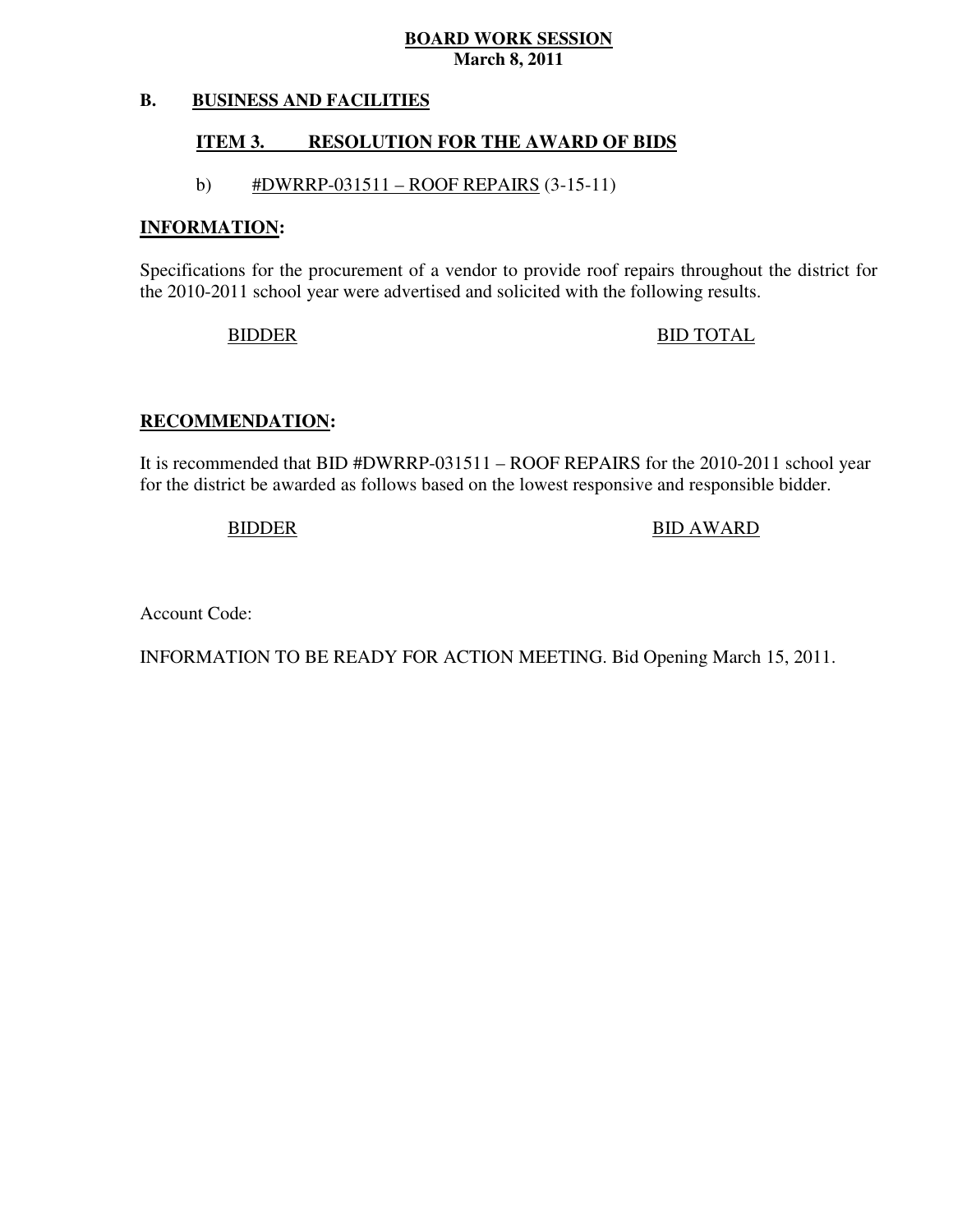**BOARD WORK SESSION**
**March 8, 2011**

**B. BUSINESS AND FACILITIES**

**ITEM 3. RESOLUTION FOR THE AWARD OF BIDS**

b) #DWRRP-031511 – ROOF REPAIRS (3-15-11)

**INFORMATION:**

Specifications for the procurement of a vendor to provide roof repairs throughout the district for the 2010-2011 school year were advertised and solicited with the following results.

| BIDDER | BID TOTAL |
| --- | --- |

**RECOMMENDATION:**

It is recommended that BID #DWRRP-031511 – ROOF REPAIRS for the 2010-2011 school year for the district be awarded as follows based on the lowest responsive and responsible bidder.

| BIDDER | BID AWARD |
| --- | --- |

Account Code:

INFORMATION TO BE READY FOR ACTION MEETING. Bid Opening March 15, 2011.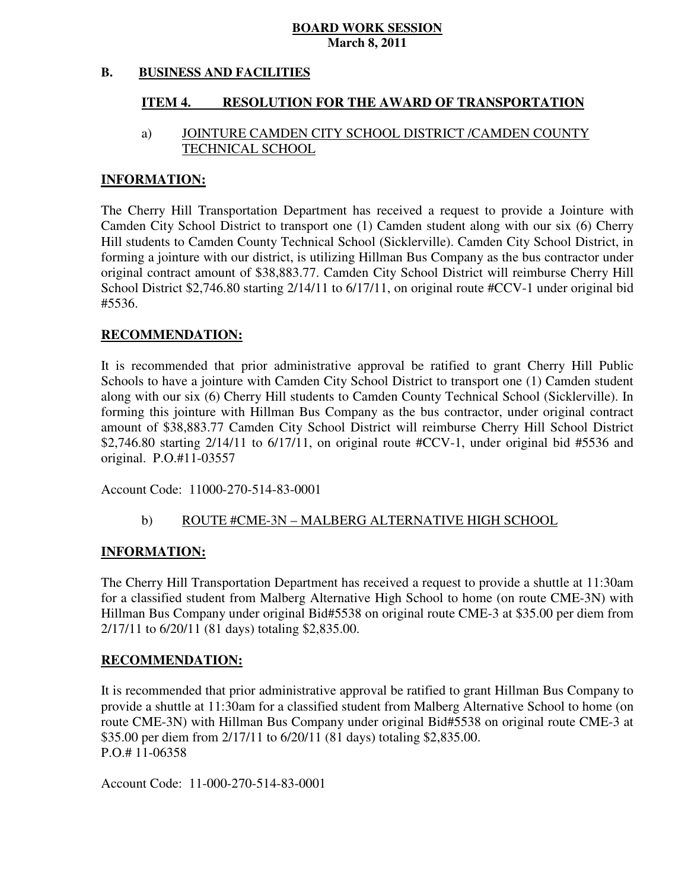**BOARD WORK SESSION**
**March 8, 2011**

## B. BUSINESS AND FACILITIES

### ITEM 4. RESOLUTION FOR THE AWARD OF TRANSPORTATION

a) JOINTURE CAMDEN CITY SCHOOL DISTRICT /CAMDEN COUNTY TECHNICAL SCHOOL

**INFORMATION:**

The Cherry Hill Transportation Department has received a request to provide a Jointure with Camden City School District to transport one (1) Camden student along with our six (6) Cherry Hill students to Camden County Technical School (Sicklerville). Camden City School District, in forming a jointure with our district, is utilizing Hillman Bus Company as the bus contractor under original contract amount of $38,883.77. Camden City School District will reimburse Cherry Hill School District $2,746.80 starting 2/14/11 to 6/17/11, on original route #CCV-1 under original bid #5536.

**RECOMMENDATION:**

It is recommended that prior administrative approval be ratified to grant Cherry Hill Public Schools to have a jointure with Camden City School District to transport one (1) Camden student along with our six (6) Cherry Hill students to Camden County Technical School (Sicklerville). In forming this jointure with Hillman Bus Company as the bus contractor, under original contract amount of $38,883.77 Camden City School District will reimburse Cherry Hill School District $2,746.80 starting 2/14/11 to 6/17/11, on original route #CCV-1, under original bid #5536 and original. P.O.#11-03557

Account Code: 11000-270-514-83-0001

b) ROUTE #CME-3N – MALBERG ALTERNATIVE HIGH SCHOOL

**INFORMATION:**

The Cherry Hill Transportation Department has received a request to provide a shuttle at 11:30am for a classified student from Malberg Alternative High School to home (on route CME-3N) with Hillman Bus Company under original Bid#5538 on original route CME-3 at $35.00 per diem from 2/17/11 to 6/20/11 (81 days) totaling $2,835.00.

**RECOMMENDATION:**

It is recommended that prior administrative approval be ratified to grant Hillman Bus Company to provide a shuttle at 11:30am for a classified student from Malberg Alternative School to home (on route CME-3N) with Hillman Bus Company under original Bid#5538 on original route CME-3 at $35.00 per diem from 2/17/11 to 6/20/11 (81 days) totaling $2,835.00.
P.O.# 11-06358

Account Code: 11-000-270-514-83-0001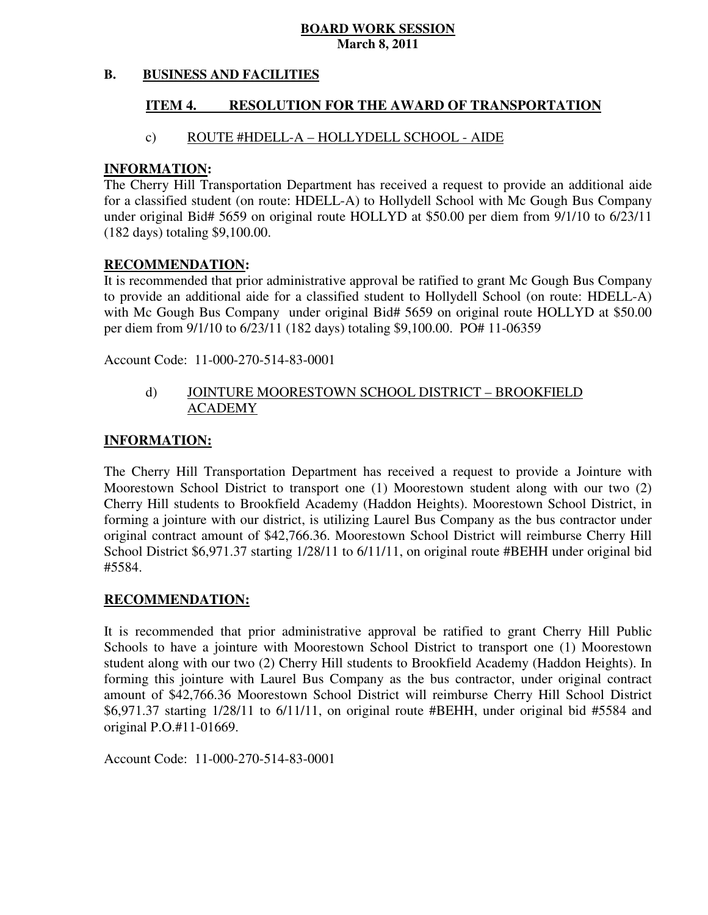**BOARD WORK SESSION**
**March 8, 2011**

**B. BUSINESS AND FACILITIES**

**ITEM 4. RESOLUTION FOR THE AWARD OF TRANSPORTATION**

c) ROUTE #HDELL-A – HOLLYDELL SCHOOL - AIDE

**INFORMATION:**
The Cherry Hill Transportation Department has received a request to provide an additional aide for a classified student (on route: HDELL-A) to Hollydell School with Mc Gough Bus Company under original Bid# 5659 on original route HOLLYD at $50.00 per diem from 9/1/10 to 6/23/11 (182 days) totaling $9,100.00.

**RECOMMENDATION:**
It is recommended that prior administrative approval be ratified to grant Mc Gough Bus Company to provide an additional aide for a classified student to Hollydell School (on route: HDELL-A) with Mc Gough Bus Company under original Bid# 5659 on original route HOLLYD at $50.00 per diem from 9/1/10 to 6/23/11 (182 days) totaling $9,100.00. PO# 11-06359

Account Code: 11-000-270-514-83-0001

d) JOINTURE MOORESTOWN SCHOOL DISTRICT – BROOKFIELD ACADEMY

**INFORMATION:**

The Cherry Hill Transportation Department has received a request to provide a Jointure with Moorestown School District to transport one (1) Moorestown student along with our two (2) Cherry Hill students to Brookfield Academy (Haddon Heights). Moorestown School District, in forming a jointure with our district, is utilizing Laurel Bus Company as the bus contractor under original contract amount of $42,766.36. Moorestown School District will reimburse Cherry Hill School District $6,971.37 starting 1/28/11 to 6/11/11, on original route #BEHH under original bid #5584.

**RECOMMENDATION:**

It is recommended that prior administrative approval be ratified to grant Cherry Hill Public Schools to have a jointure with Moorestown School District to transport one (1) Moorestown student along with our two (2) Cherry Hill students to Brookfield Academy (Haddon Heights). In forming this jointure with Laurel Bus Company as the bus contractor, under original contract amount of $42,766.36 Moorestown School District will reimburse Cherry Hill School District $6,971.37 starting 1/28/11 to 6/11/11, on original route #BEHH, under original bid #5584 and original P.O.#11-01669.

Account Code: 11-000-270-514-83-0001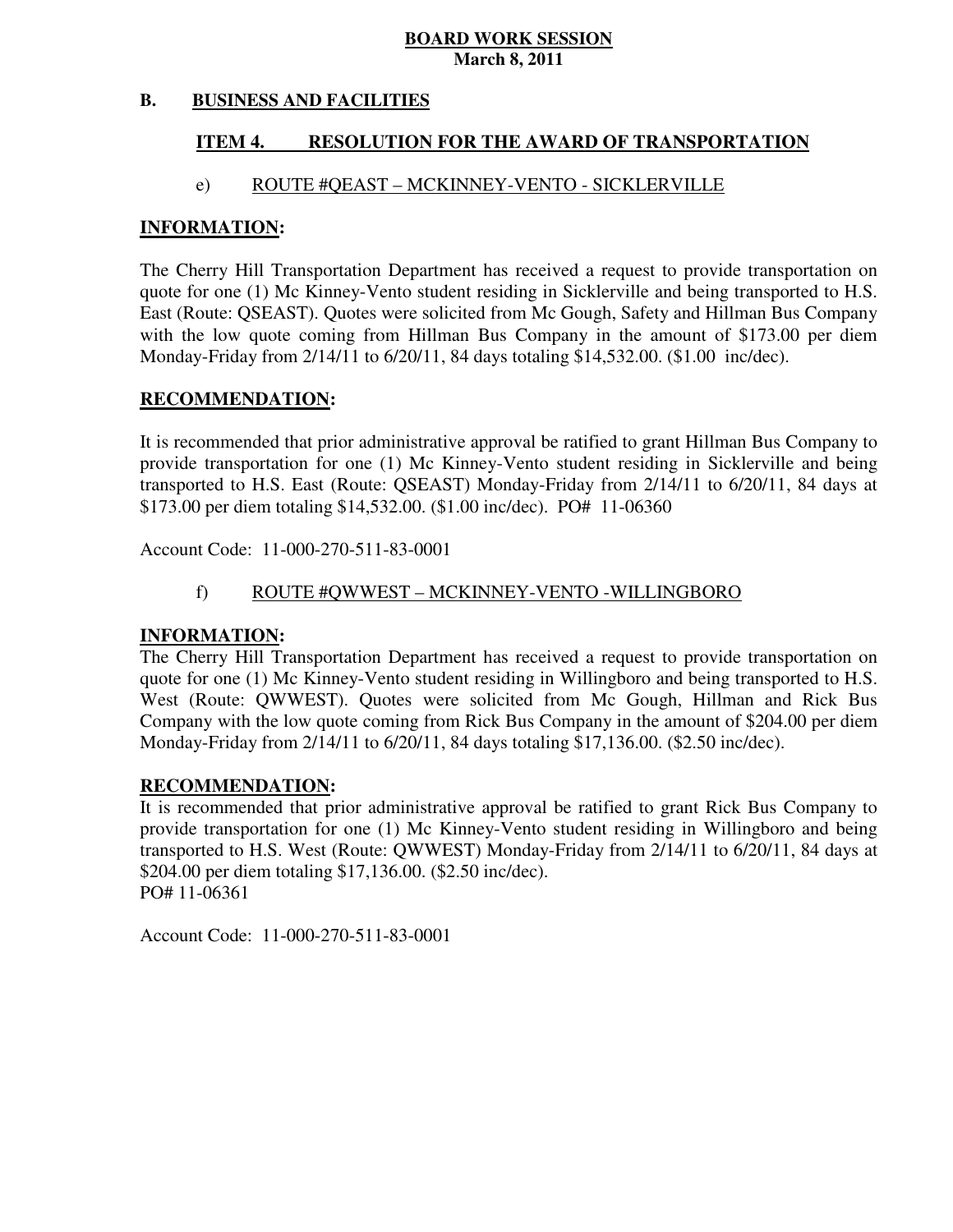**BOARD WORK SESSION**
**March 8, 2011**

**B. BUSINESS AND FACILITIES**

**ITEM 4. RESOLUTION FOR THE AWARD OF TRANSPORTATION**

e) ROUTE #QEAST – MCKINNEY-VENTO - SICKLERVILLE

**INFORMATION:**

The Cherry Hill Transportation Department has received a request to provide transportation on quote for one (1) Mc Kinney-Vento student residing in Sicklerville and being transported to H.S. East (Route: QSEAST). Quotes were solicited from Mc Gough, Safety and Hillman Bus Company with the low quote coming from Hillman Bus Company in the amount of $173.00 per diem Monday-Friday from 2/14/11 to 6/20/11, 84 days totaling $14,532.00. ($1.00 inc/dec).

**RECOMMENDATION:**

It is recommended that prior administrative approval be ratified to grant Hillman Bus Company to provide transportation for one (1) Mc Kinney-Vento student residing in Sicklerville and being transported to H.S. East (Route: QSEAST) Monday-Friday from 2/14/11 to 6/20/11, 84 days at $173.00 per diem totaling $14,532.00. ($1.00 inc/dec). PO# 11-06360

Account Code: 11-000-270-511-83-0001

f) ROUTE #QWWEST – MCKINNEY-VENTO -WILLINGBORO

**INFORMATION:**

The Cherry Hill Transportation Department has received a request to provide transportation on quote for one (1) Mc Kinney-Vento student residing in Willingboro and being transported to H.S. West (Route: QWWEST). Quotes were solicited from Mc Gough, Hillman and Rick Bus Company with the low quote coming from Rick Bus Company in the amount of $204.00 per diem Monday-Friday from 2/14/11 to 6/20/11, 84 days totaling $17,136.00. ($2.50 inc/dec).

**RECOMMENDATION:**

It is recommended that prior administrative approval be ratified to grant Rick Bus Company to provide transportation for one (1) Mc Kinney-Vento student residing in Willingboro and being transported to H.S. West (Route: QWWEST) Monday-Friday from 2/14/11 to 6/20/11, 84 days at $204.00 per diem totaling $17,136.00. ($2.50 inc/dec).
PO# 11-06361

Account Code: 11-000-270-511-83-0001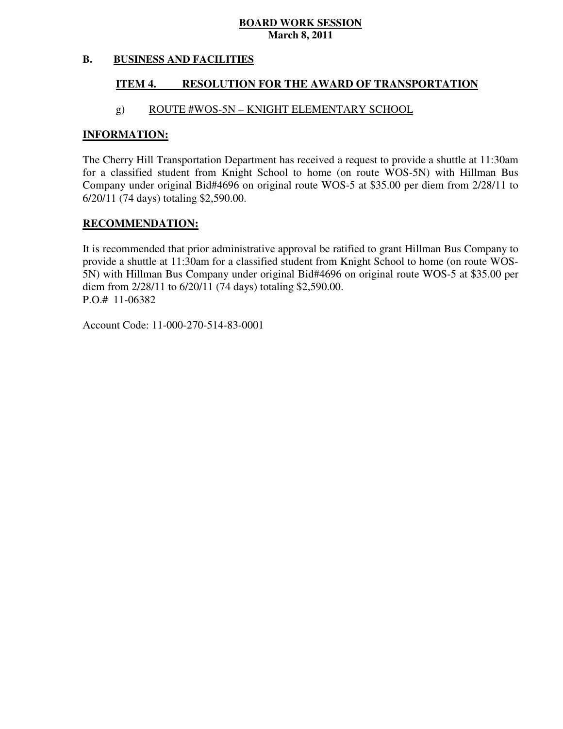**BOARD WORK SESSION**
**March 8, 2011**

## B. BUSINESS AND FACILITIES

### ITEM 4. RESOLUTION FOR THE AWARD OF TRANSPORTATION

g) ROUTE #WOS-5N – KNIGHT ELEMENTARY SCHOOL

**INFORMATION:**

The Cherry Hill Transportation Department has received a request to provide a shuttle at 11:30am for a classified student from Knight School to home (on route WOS-5N) with Hillman Bus Company under original Bid#4696 on original route WOS-5 at $35.00 per diem from 2/28/11 to 6/20/11 (74 days) totaling $2,590.00.

**RECOMMENDATION:**

It is recommended that prior administrative approval be ratified to grant Hillman Bus Company to provide a shuttle at 11:30am for a classified student from Knight School to home (on route WOS-5N) with Hillman Bus Company under original Bid#4696 on original route WOS-5 at $35.00 per diem from 2/28/11 to 6/20/11 (74 days) totaling $2,590.00.
P.O.# 11-06382

Account Code: 11-000-270-514-83-0001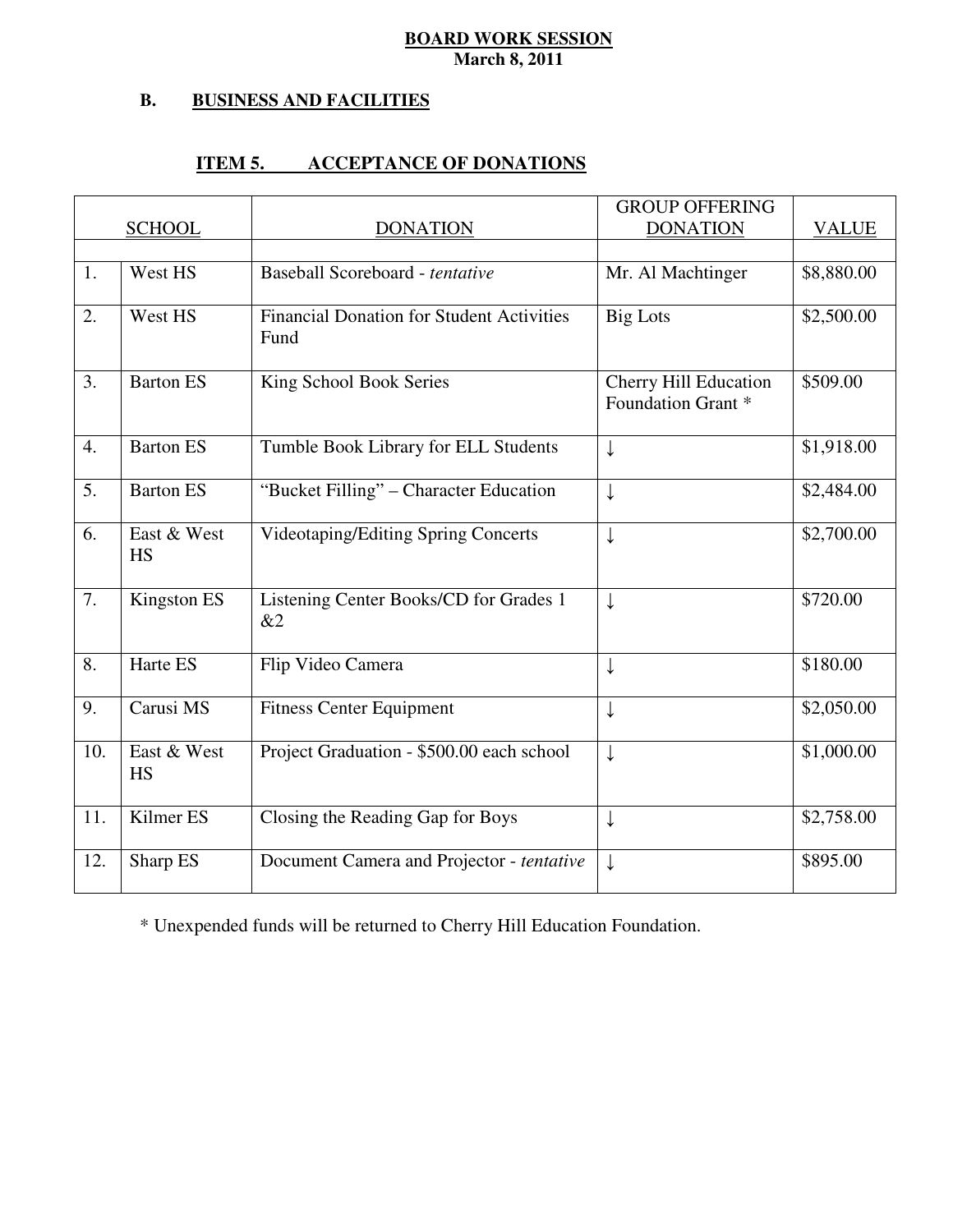**BOARD WORK SESSION**
**March 8, 2011**

**B. BUSINESS AND FACILITIES**

## ITEM 5. ACCEPTANCE OF DONATIONS

| | SCHOOL | DONATION | GROUP OFFERING DONATION | VALUE |
|---|---|---|---|---|
| 1. | West HS | Baseball Scoreboard - *tentative* | Mr. Al Machtinger | $8,880.00 |
| 2. | West HS | Financial Donation for Student Activities Fund | Big Lots | $2,500.00 |
| 3. | Barton ES | King School Book Series | Cherry Hill Education Foundation Grant * | $509.00 |
| 4. | Barton ES | Tumble Book Library for ELL Students | ↓ | $1,918.00 |
| 5. | Barton ES | "Bucket Filling" – Character Education | ↓ | $2,484.00 |
| 6. | East & West HS | Videotaping/Editing Spring Concerts | ↓ | $2,700.00 |
| 7. | Kingston ES | Listening Center Books/CD for Grades 1 &2 | ↓ | $720.00 |
| 8. | Harte ES | Flip Video Camera | ↓ | $180.00 |
| 9. | Carusi MS | Fitness Center Equipment | ↓ | $2,050.00 |
| 10. | East & West HS | Project Graduation - $500.00 each school | ↓ | $1,000.00 |
| 11. | Kilmer ES | Closing the Reading Gap for Boys | ↓ | $2,758.00 |
| 12. | Sharp ES | Document Camera and Projector - *tentative* | ↓ | $895.00 |

* Unexpended funds will be returned to Cherry Hill Education Foundation.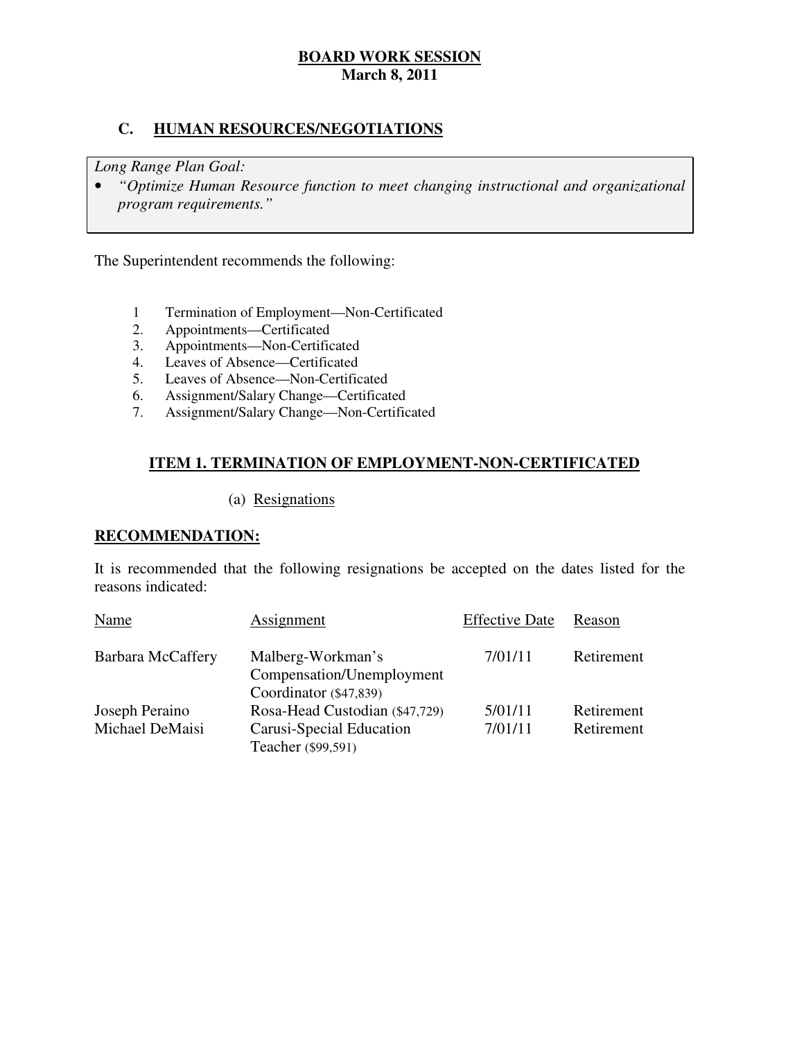**BOARD WORK SESSION**
**March 8, 2011**

## C. HUMAN RESOURCES/NEGOTIATIONS

*Long Range Plan Goal:*

- *"Optimize Human Resource function to meet changing instructional and organizational program requirements."*

The Superintendent recommends the following:

1. Termination of Employment—Non-Certificated
2. Appointments—Certificated
3. Appointments—Non-Certificated
4. Leaves of Absence—Certificated
5. Leaves of Absence—Non-Certificated
6. Assignment/Salary Change—Certificated
7. Assignment/Salary Change—Non-Certificated

### ITEM 1. TERMINATION OF EMPLOYMENT-NON-CERTIFICATED

(a) Resignations

**RECOMMENDATION:**

It is recommended that the following resignations be accepted on the dates listed for the reasons indicated:

| Name | Assignment | Effective Date | Reason |
|---|---|---|---|
| Barbara McCaffery | Malberg-Workman's Compensation/Unemployment Coordinator ($47,839) | 7/01/11 | Retirement |
| Joseph Peraino | Rosa-Head Custodian ($47,729) | 5/01/11 | Retirement |
| Michael DeMaisi | Carusi-Special Education Teacher ($99,591) | 7/01/11 | Retirement |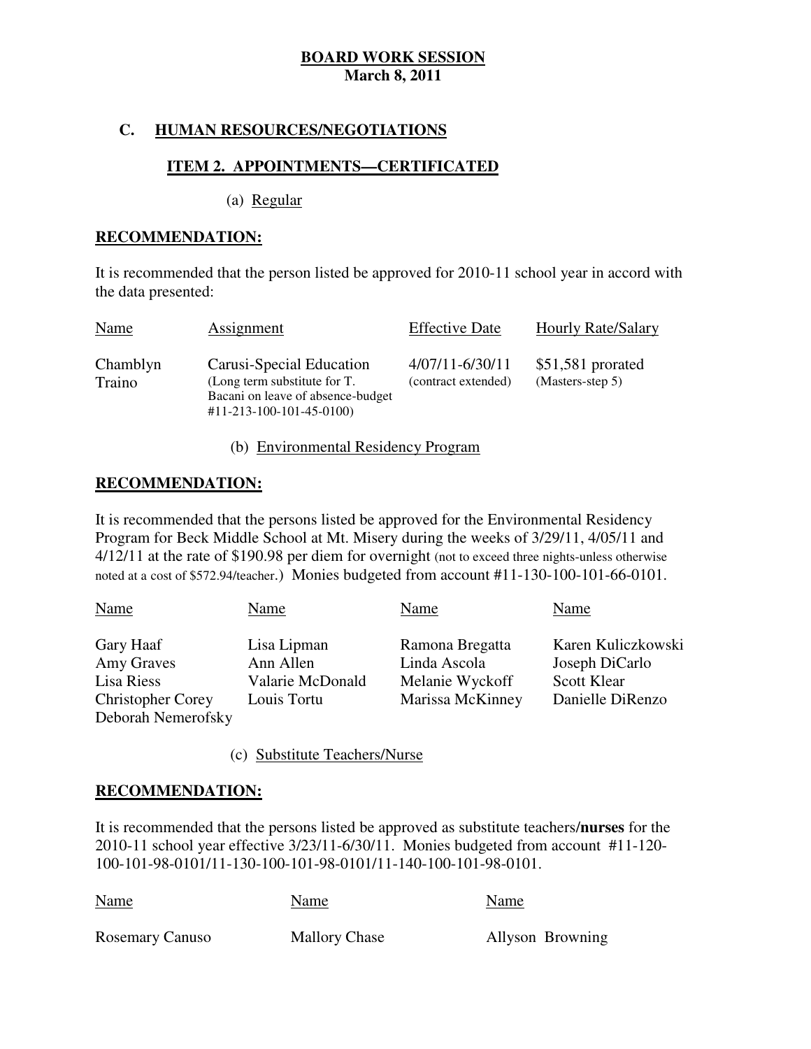**BOARD WORK SESSION**
**March 8, 2011**

## C. HUMAN RESOURCES/NEGOTIATIONS

### ITEM 2. APPOINTMENTS—CERTIFICATED

(a) Regular

**RECOMMENDATION:**

It is recommended that the person listed be approved for 2010-11 school year in accord with the data presented:

| Name | Assignment | Effective Date | Hourly Rate/Salary |
|---|---|---|---|
| Chamblyn Traino | Carusi-Special Education (Long term substitute for T. Bacani on leave of absence-budget #11-213-100-101-45-0100) | 4/07/11-6/30/11 (contract extended) | $51,581 prorated (Masters-step 5) |

(b) Environmental Residency Program

**RECOMMENDATION:**

It is recommended that the persons listed be approved for the Environmental Residency Program for Beck Middle School at Mt. Misery during the weeks of 3/29/11, 4/05/11 and 4/12/11 at the rate of $190.98 per diem for overnight (not to exceed three nights-unless otherwise noted at a cost of $572.94/teacher.) Monies budgeted from account #11-130-100-101-66-0101.

| Name | Name | Name | Name |
|---|---|---|---|
| Gary Haaf | Lisa Lipman | Ramona Bregatta | Karen Kuliczkowski |
| Amy Graves | Ann Allen | Linda Ascola | Joseph DiCarlo |
| Lisa Riess | Valarie McDonald | Melanie Wyckoff | Scott Klear |
| Christopher Corey | Louis Tortu | Marissa McKinney | Danielle DiRenzo |
| Deborah Nemerofsky | | | |

(c) Substitute Teachers/Nurse

**RECOMMENDATION:**

It is recommended that the persons listed be approved as substitute teachers/**nurses** for the 2010-11 school year effective 3/23/11-6/30/11. Monies budgeted from account #11-120-100-101-98-0101/11-130-100-101-98-0101/11-140-100-101-98-0101.

| Name | Name | Name |
|---|---|---|
| Rosemary Canuso | Mallory Chase | Allyson Browning |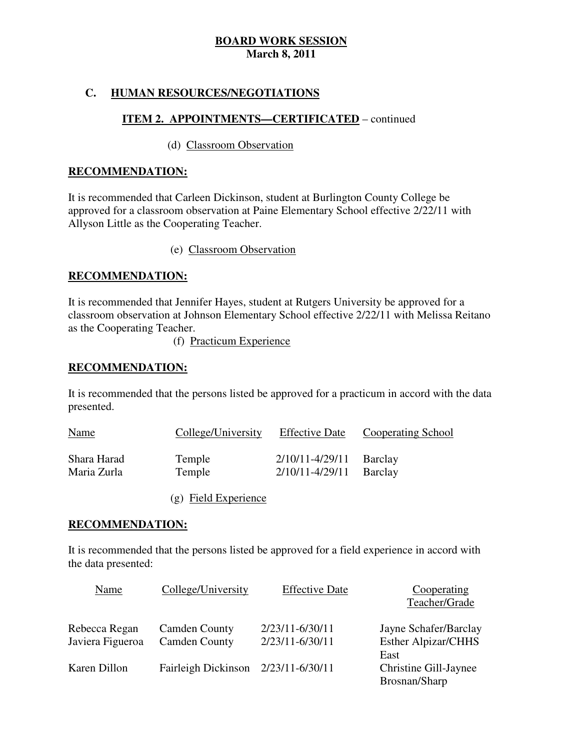**BOARD WORK SESSION**
**March 8, 2011**

## C. HUMAN RESOURCES/NEGOTIATIONS

### ITEM 2. APPOINTMENTS—CERTIFICATED – continued

(d) Classroom Observation

**RECOMMENDATION:**

It is recommended that Carleen Dickinson, student at Burlington County College be approved for a classroom observation at Paine Elementary School effective 2/22/11 with Allyson Little as the Cooperating Teacher.

(e) Classroom Observation

**RECOMMENDATION:**

It is recommended that Jennifer Hayes, student at Rutgers University be approved for a classroom observation at Johnson Elementary School effective 2/22/11 with Melissa Reitano as the Cooperating Teacher.

(f) Practicum Experience

**RECOMMENDATION:**

It is recommended that the persons listed be approved for a practicum in accord with the data presented.

| Name | College/University | Effective Date | Cooperating School |
|---|---|---|---|
| Shara Harad | Temple | 2/10/11-4/29/11 | Barclay |
| Maria Zurla | Temple | 2/10/11-4/29/11 | Barclay |

(g) Field Experience

**RECOMMENDATION:**

It is recommended that the persons listed be approved for a field experience in accord with the data presented:

| Name | College/University | Effective Date | Cooperating Teacher/Grade |
|---|---|---|---|
| Rebecca Regan | Camden County | 2/23/11-6/30/11 | Jayne Schafer/Barclay |
| Javiera Figueroa | Camden County | 2/23/11-6/30/11 | Esther Alpizar/CHHS East |
| Karen Dillon | Fairleigh Dickinson | 2/23/11-6/30/11 | Christine Gill-Jaynee Brosnan/Sharp |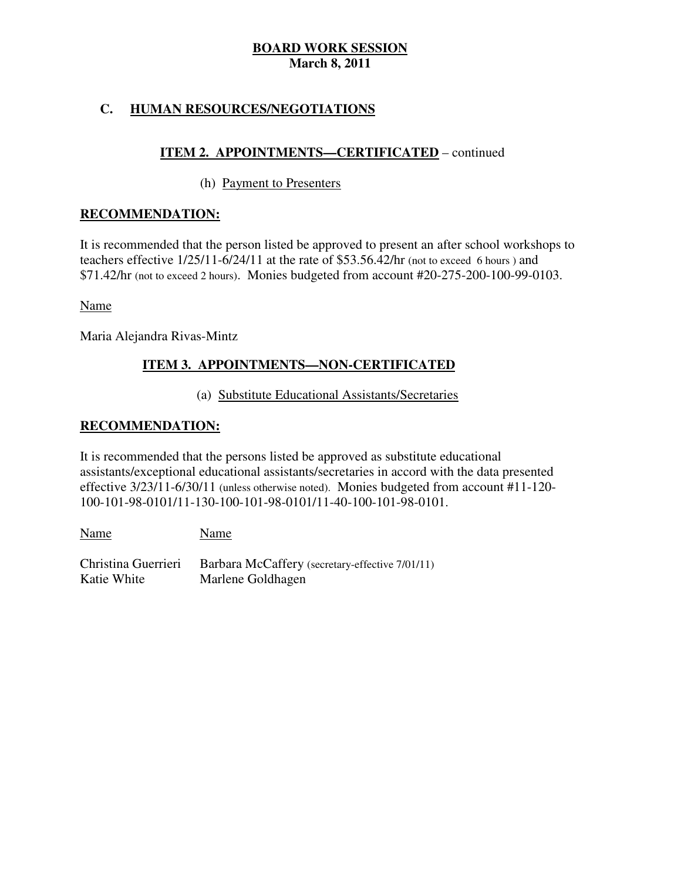**BOARD WORK SESSION**
**March 8, 2011**

## C. HUMAN RESOURCES/NEGOTIATIONS

### ITEM 2. APPOINTMENTS—CERTIFICATED – continued

(h) Payment to Presenters

**RECOMMENDATION:**

It is recommended that the person listed be approved to present an after school workshops to teachers effective 1/25/11-6/24/11 at the rate of $53.56.42/hr (not to exceed 6 hours ) and $71.42/hr (not to exceed 2 hours). Monies budgeted from account #20-275-200-100-99-0103.

Name

Maria Alejandra Rivas-Mintz

### ITEM 3. APPOINTMENTS—NON-CERTIFICATED

(a) Substitute Educational Assistants/Secretaries

**RECOMMENDATION:**

It is recommended that the persons listed be approved as substitute educational assistants/exceptional educational assistants/secretaries in accord with the data presented effective 3/23/11-6/30/11 (unless otherwise noted). Monies budgeted from account #11-120-100-101-98-0101/11-130-100-101-98-0101/11-40-100-101-98-0101.

| Name | Name |
|---|---|
| Christina Guerrieri | Barbara McCaffery (secretary-effective 7/01/11) |
| Katie White | Marlene Goldhagen |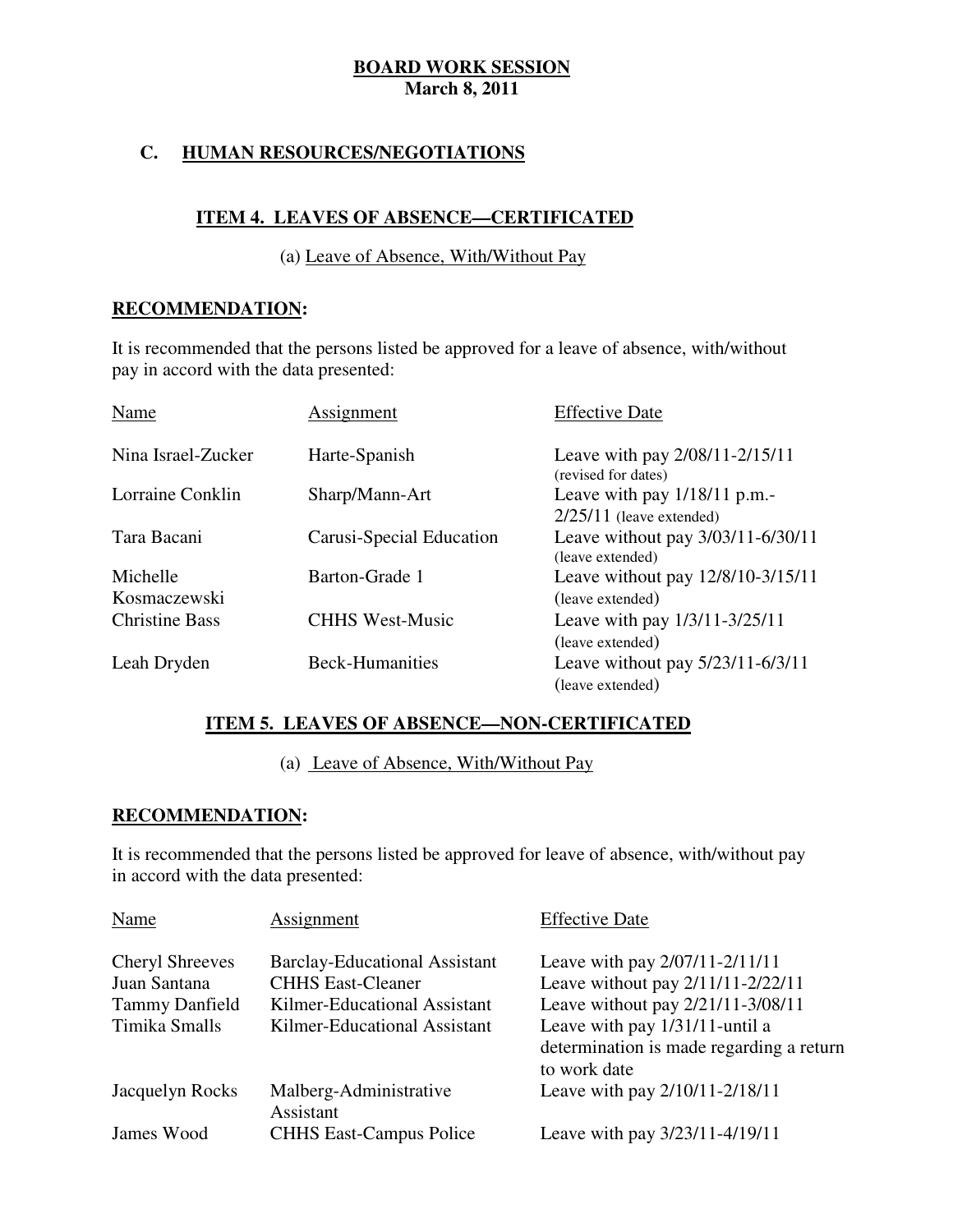**BOARD WORK SESSION**
**March 8, 2011**

## C. HUMAN RESOURCES/NEGOTIATIONS

### ITEM 4. LEAVES OF ABSENCE—CERTIFICATED

(a) Leave of Absence, With/Without Pay

**RECOMMENDATION:**

It is recommended that the persons listed be approved for a leave of absence, with/without pay in accord with the data presented:

| Name | Assignment | Effective Date |
|---|---|---|
| Nina Israel-Zucker | Harte-Spanish | Leave with pay 2/08/11-2/15/11 (revised for dates) |
| Lorraine Conklin | Sharp/Mann-Art | Leave with pay 1/18/11 p.m.-2/25/11 (leave extended) |
| Tara Bacani | Carusi-Special Education | Leave without pay 3/03/11-6/30/11 (leave extended) |
| Michelle Kosmaczewski | Barton-Grade 1 | Leave without pay 12/8/10-3/15/11 (leave extended) |
| Christine Bass | CHHS West-Music | Leave with pay 1/3/11-3/25/11 (leave extended) |
| Leah Dryden | Beck-Humanities | Leave without pay 5/23/11-6/3/11 (leave extended) |

### ITEM 5. LEAVES OF ABSENCE—NON-CERTIFICATED

(a) Leave of Absence, With/Without Pay

**RECOMMENDATION:**

It is recommended that the persons listed be approved for leave of absence, with/without pay in accord with the data presented:

| Name | Assignment | Effective Date |
|---|---|---|
| Cheryl Shreeves | Barclay-Educational Assistant | Leave with pay 2/07/11-2/11/11 |
| Juan Santana | CHHS East-Cleaner | Leave without pay 2/11/11-2/22/11 |
| Tammy Danfield | Kilmer-Educational Assistant | Leave without pay 2/21/11-3/08/11 |
| Timika Smalls | Kilmer-Educational Assistant | Leave with pay 1/31/11-until a determination is made regarding a return to work date |
| Jacquelyn Rocks | Malberg-Administrative Assistant | Leave with pay 2/10/11-2/18/11 |
| James Wood | CHHS East-Campus Police | Leave with pay 3/23/11-4/19/11 |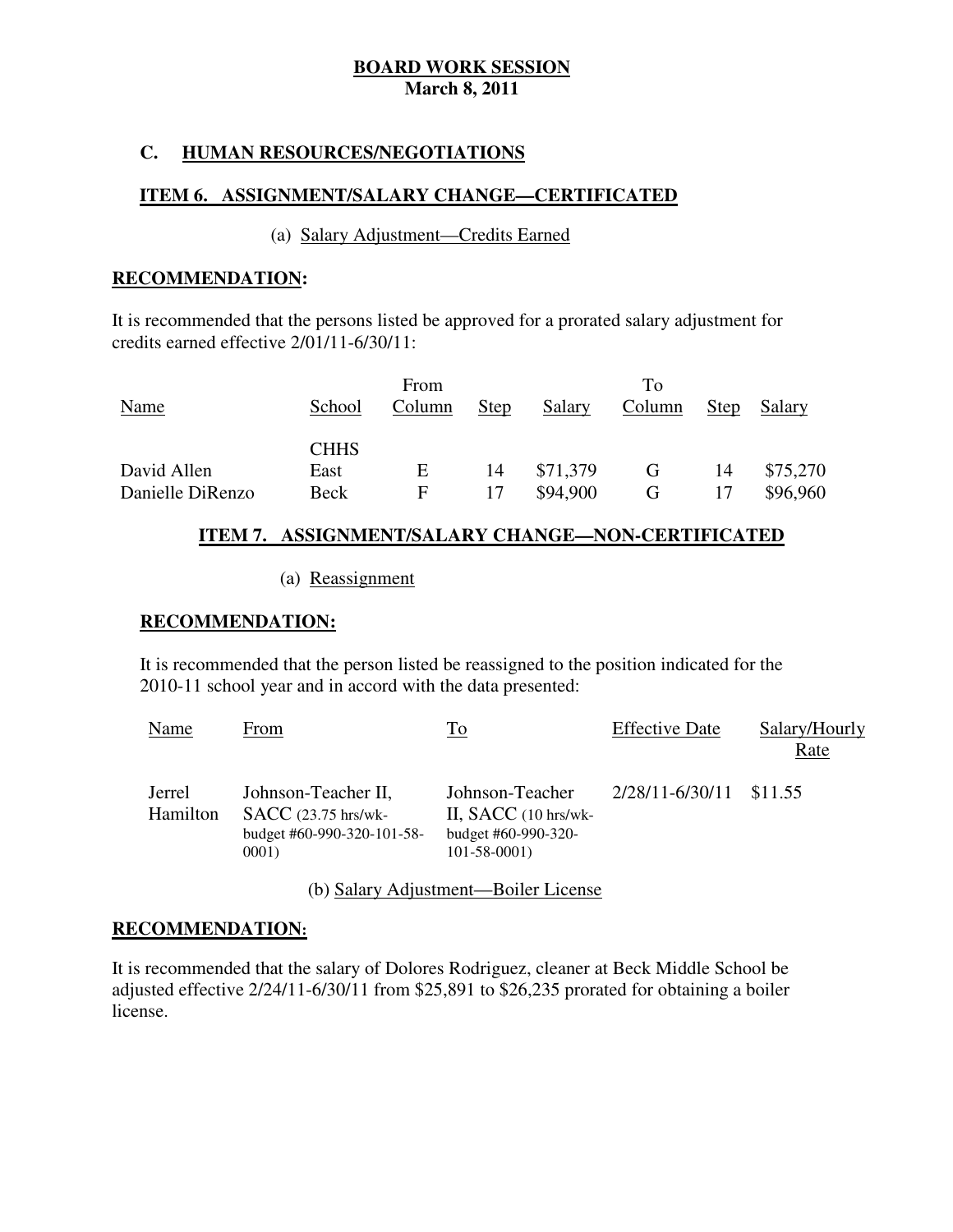**BOARD WORK SESSION**
**March 8, 2011**

## C. HUMAN RESOURCES/NEGOTIATIONS

### ITEM 6. ASSIGNMENT/SALARY CHANGE—CERTIFICATED

(a) Salary Adjustment—Credits Earned

**RECOMMENDATION:**

It is recommended that the persons listed be approved for a prorated salary adjustment for credits earned effective 2/01/11-6/30/11:

| Name | School | From Column | Step | Salary | To Column | Step | Salary |
|---|---|---|---|---|---|---|---|
| David Allen | CHHS East | E | 14 | $71,379 | G | 14 | $75,270 |
| Danielle DiRenzo | Beck | F | 17 | $94,900 | G | 17 | $96,960 |

### ITEM 7. ASSIGNMENT/SALARY CHANGE—NON-CERTIFICATED

(a) Reassignment

**RECOMMENDATION:**

It is recommended that the person listed be reassigned to the position indicated for the 2010-11 school year and in accord with the data presented:

| Name | From | To | Effective Date | Salary/Hourly Rate |
|---|---|---|---|---|
| Jerrel Hamilton | Johnson-Teacher II, SACC (23.75 hrs/wk-budget #60-990-320-101-58-0001) | Johnson-Teacher II, SACC (10 hrs/wk-budget #60-990-320-101-58-0001) | 2/28/11-6/30/11 | $11.55 |

(b) Salary Adjustment—Boiler License

**RECOMMENDATION:**

It is recommended that the salary of Dolores Rodriguez, cleaner at Beck Middle School be adjusted effective 2/24/11-6/30/11 from $25,891 to $26,235 prorated for obtaining a boiler license.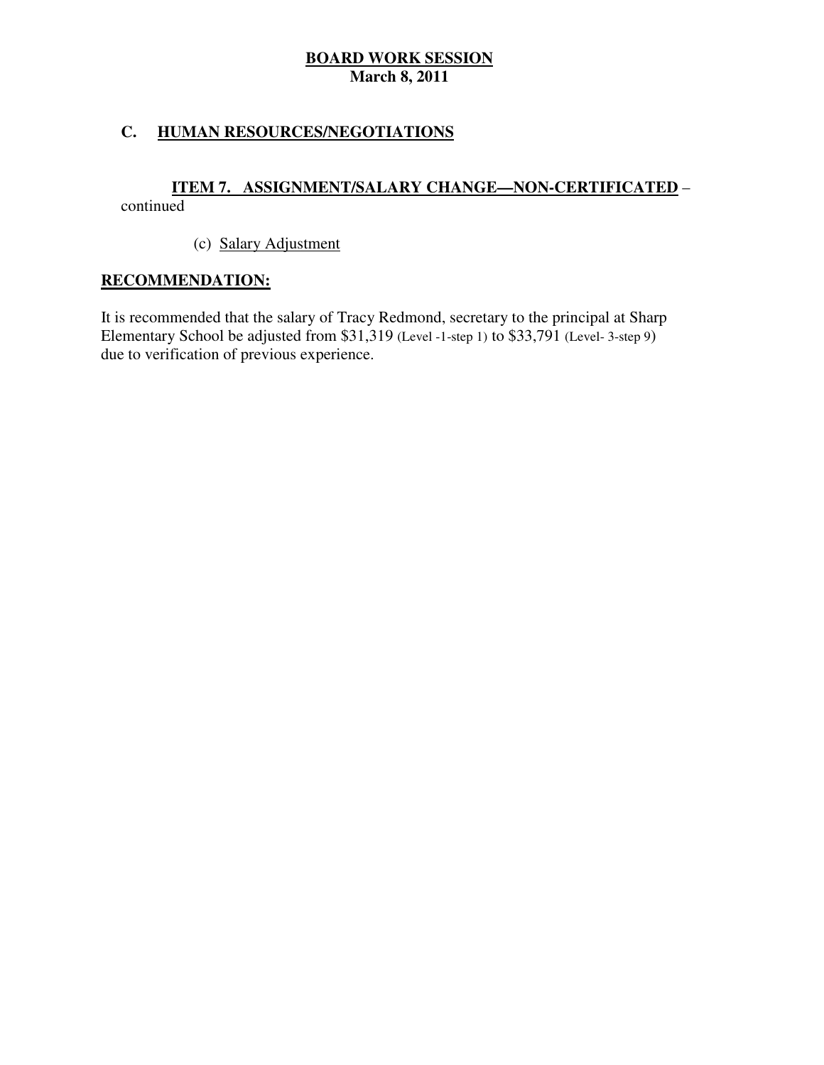**BOARD WORK SESSION**
**March 8, 2011**

## C. HUMAN RESOURCES/NEGOTIATIONS

### ITEM 7. ASSIGNMENT/SALARY CHANGE—NON-CERTIFICATED – continued

(c) Salary Adjustment

**RECOMMENDATION:**

It is recommended that the salary of Tracy Redmond, secretary to the principal at Sharp Elementary School be adjusted from $31,319 (Level -1-step 1) to $33,791 (Level- 3-step 9) due to verification of previous experience.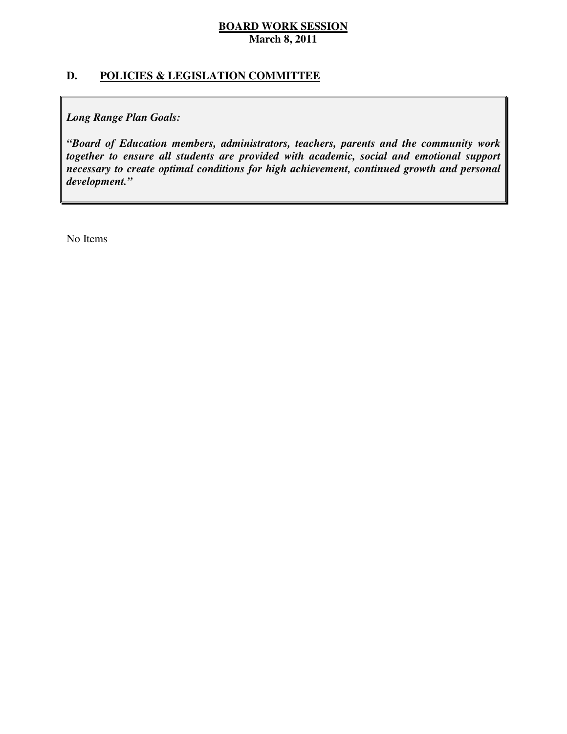**BOARD WORK SESSION**
**March 8, 2011**

## D. POLICIES & LEGISLATION COMMITTEE

***Long Range Plan Goals:***

***"Board of Education members, administrators, teachers, parents and the community work together to ensure all students are provided with academic, social and emotional support necessary to create optimal conditions for high achievement, continued growth and personal development."***

No Items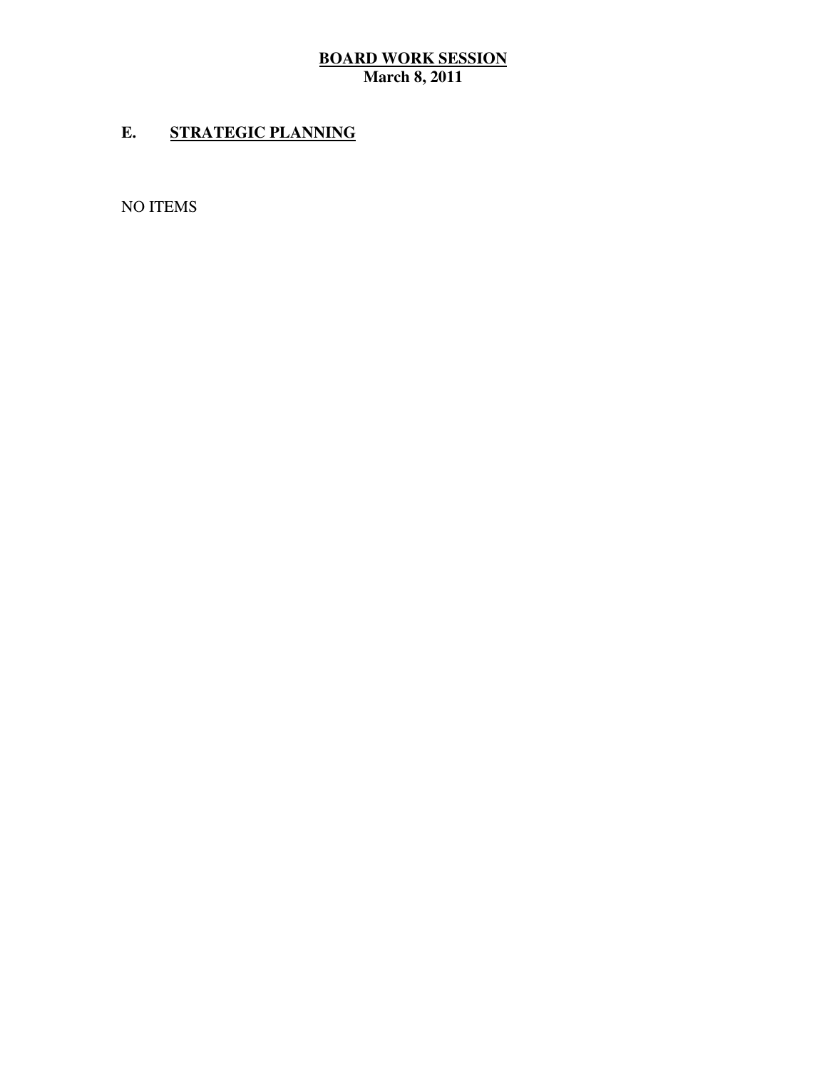**BOARD WORK SESSION**
**March 8, 2011**

## E. STRATEGIC PLANNING

NO ITEMS